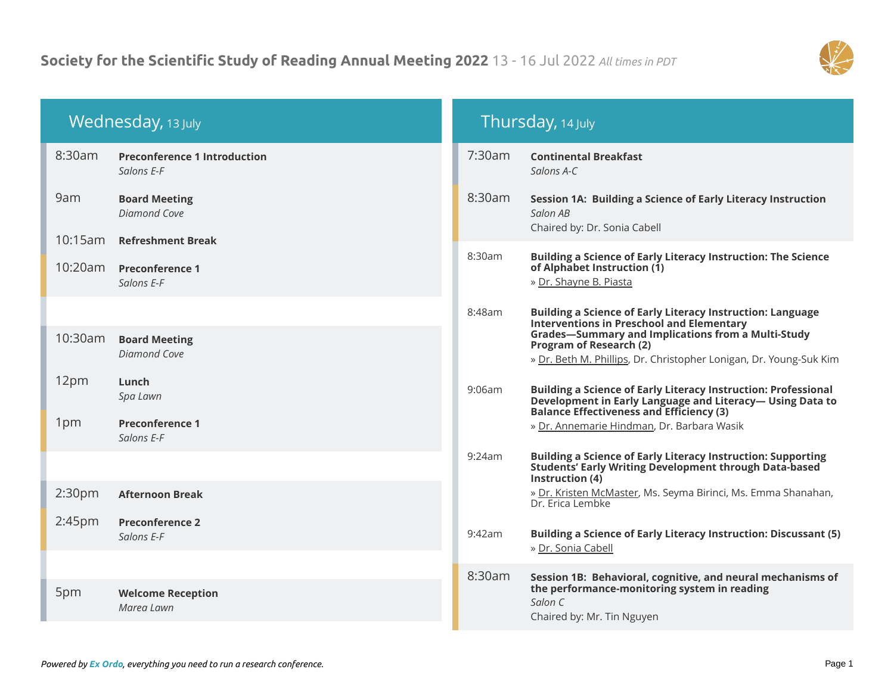# Society for the Scientific Study of Reading Annual Meeting 2022 13 - 16 Jul 2022 *All times in PDT*

## Wednesday, 13 July

**8:30am** — **Preconference 1 Introduction**
*Salons E-F*

**9am** — **Board Meeting**
*Diamond Cove*

**10:15am** — **Refreshment Break**

**10:20am** — **Preconference 1**
*Salons E-F*

**10:30am** — **Board Meeting**
*Diamond Cove*

**12pm** — **Lunch**
*Spa Lawn*

**1pm** — **Preconference 1**
*Salons E-F*

**2:30pm** — **Afternoon Break**

**2:45pm** — **Preconference 2**
*Salons E-F*

**5pm** — **Welcome Reception**
*Marea Lawn*

## Thursday, 14 July

**7:30am** — **Continental Breakfast**
*Salons A-C*

**8:30am** — **Session 1A: Building a Science of Early Literacy Instruction**
*Salon AB*
Chaired by: Dr. Sonia Cabell

8:30am — **Building a Science of Early Literacy Instruction: The Science of Alphabet Instruction (1)**
» Dr. Shayne B. Piasta

8:48am — **Building a Science of Early Literacy Instruction: Language Interventions in Preschool and Elementary Grades—Summary and Implications from a Multi-Study Program of Research (2)**
» Dr. Beth M. Phillips, Dr. Christopher Lonigan, Dr. Young-Suk Kim

9:06am — **Building a Science of Early Literacy Instruction: Professional Development in Early Language and Literacy— Using Data to Balance Effectiveness and Efficiency (3)**
» Dr. Annemarie Hindman, Dr. Barbara Wasik

9:24am — **Building a Science of Early Literacy Instruction: Supporting Students' Early Writing Development through Data-based Instruction (4)**
» Dr. Kristen McMaster, Ms. Seyma Birinci, Ms. Emma Shanahan, Dr. Erica Lembke

9:42am — **Building a Science of Early Literacy Instruction: Discussant (5)**
» Dr. Sonia Cabell

**8:30am** — **Session 1B: Behavioral, cognitive, and neural mechanisms of the performance-monitoring system in reading**
*Salon C*
Chaired by: Mr. Tin Nguyen

*Powered by Ex Ordo, everything you need to run a research conference.*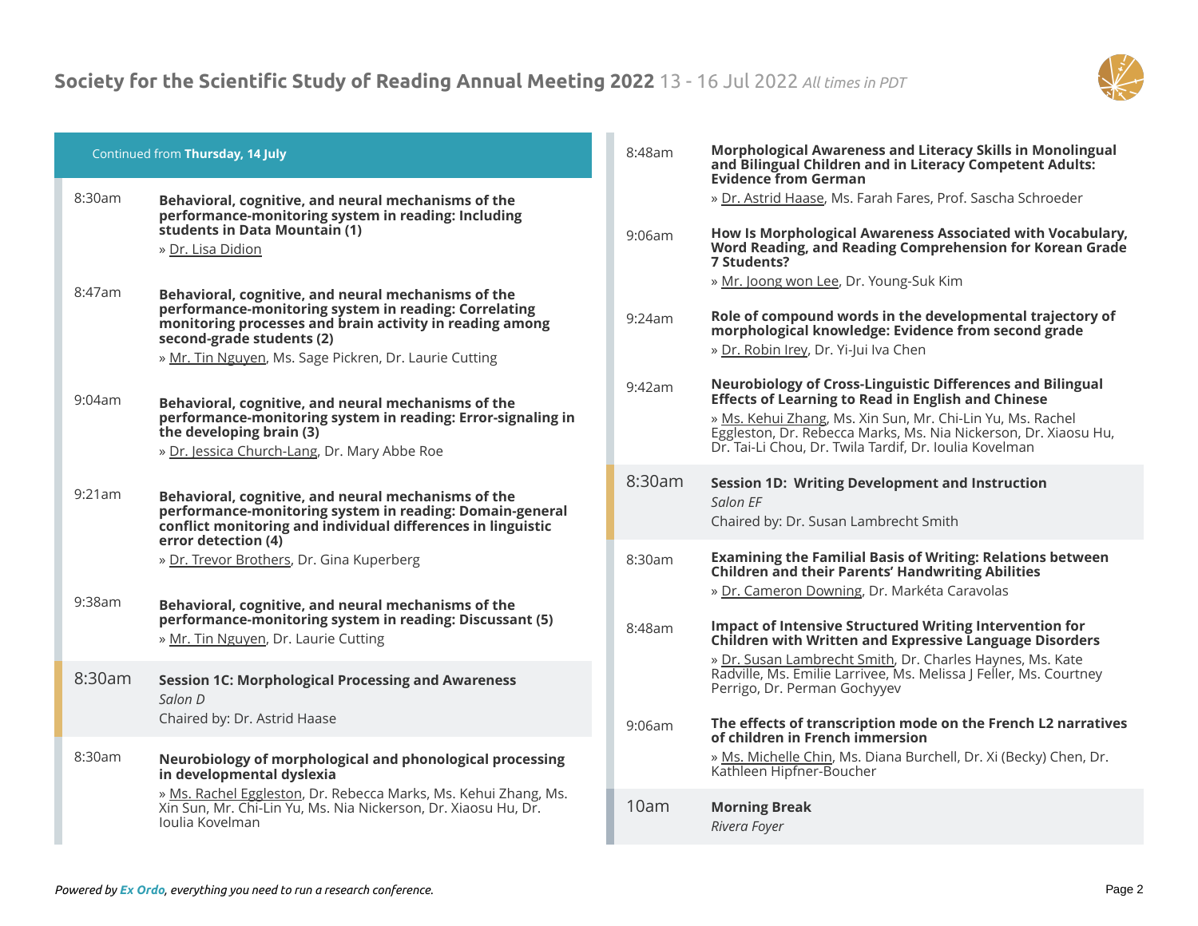Continued from **Thursday, 14 July**

8:30am

**Behavioral, cognitive, and neural mechanisms of the performance-monitoring system in reading: Including students in Data Mountain (1)**

» Dr. Lisa Didion

8:47am

**Behavioral, cognitive, and neural mechanisms of the performance-monitoring system in reading: Correlating monitoring processes and brain activity in reading among second-grade students (2)**

» Mr. Tin Nguyen, Ms. Sage Pickren, Dr. Laurie Cutting

9:04am

**Behavioral, cognitive, and neural mechanisms of the performance-monitoring system in reading: Error-signaling in the developing brain (3)**

» Dr. Jessica Church-Lang, Dr. Mary Abbe Roe

9:21am

**Behavioral, cognitive, and neural mechanisms of the performance-monitoring system in reading: Domain-general conflict monitoring and individual differences in linguistic error detection (4)**

» Dr. Trevor Brothers, Dr. Gina Kuperberg

9:38am

**Behavioral, cognitive, and neural mechanisms of the performance-monitoring system in reading: Discussant (5)**

» Mr. Tin Nguyen, Dr. Laurie Cutting

## 8:30am Session 1C: Morphological Processing and Awareness

*Salon D*

Chaired by: Dr. Astrid Haase

8:30am

**Neurobiology of morphological and phonological processing in developmental dyslexia**

» Ms. Rachel Eggleston, Dr. Rebecca Marks, Ms. Kehui Zhang, Ms. Xin Sun, Mr. Chi-Lin Yu, Ms. Nia Nickerson, Dr. Xiaosu Hu, Dr. Ioulia Kovelman

8:48am

**Morphological Awareness and Literacy Skills in Monolingual and Bilingual Children and in Literacy Competent Adults: Evidence from German**

» Dr. Astrid Haase, Ms. Farah Fares, Prof. Sascha Schroeder

9:06am

**How Is Morphological Awareness Associated with Vocabulary, Word Reading, and Reading Comprehension for Korean Grade 7 Students?**

» Mr. Joong won Lee, Dr. Young-Suk Kim

9:24am

**Role of compound words in the developmental trajectory of morphological knowledge: Evidence from second grade**

» Dr. Robin Irey, Dr. Yi-Jui Iva Chen

9:42am

**Neurobiology of Cross-Linguistic Differences and Bilingual Effects of Learning to Read in English and Chinese**

» Ms. Kehui Zhang, Ms. Xin Sun, Mr. Chi-Lin Yu, Ms. Rachel Eggleston, Dr. Rebecca Marks, Ms. Nia Nickerson, Dr. Xiaosu Hu, Dr. Tai-Li Chou, Dr. Twila Tardif, Dr. Ioulia Kovelman

## 8:30am Session 1D: Writing Development and Instruction

*Salon EF*

Chaired by: Dr. Susan Lambrecht Smith

8:30am

**Examining the Familial Basis of Writing: Relations between Children and their Parents' Handwriting Abilities**

» Dr. Cameron Downing, Dr. Markéta Caravolas

8:48am

**Impact of Intensive Structured Writing Intervention for Children with Written and Expressive Language Disorders**

» Dr. Susan Lambrecht Smith, Dr. Charles Haynes, Ms. Kate Radville, Ms. Emilie Larrivee, Ms. Melissa J Feller, Ms. Courtney Perrigo, Dr. Perman Gochyyev

9:06am

**The effects of transcription mode on the French L2 narratives of children in French immersion**

» Ms. Michelle Chin, Ms. Diana Burchell, Dr. Xi (Becky) Chen, Dr. Kathleen Hipfner-Boucher

## 10am Morning Break

*Rivera Foyer*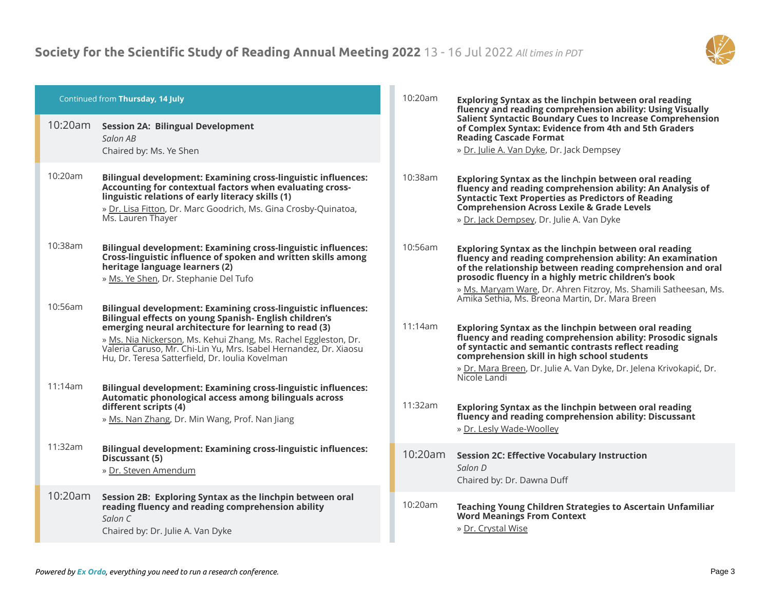Continued from **Thursday, 14 July**

## 10:20am Session 2A: Bilingual Development

*Salon AB*

Chaired by: Ms. Ye Shen

10:20am **Bilingual development: Examining cross-linguistic influences: Accounting for contextual factors when evaluating cross-linguistic relations of early literacy skills (1)**
» Dr. Lisa Fitton, Dr. Marc Goodrich, Ms. Gina Crosby-Quinatoa, Ms. Lauren Thayer

10:38am **Bilingual development: Examining cross-linguistic influences: Cross-linguistic influence of spoken and written skills among heritage language learners (2)**
» Ms. Ye Shen, Dr. Stephanie Del Tufo

10:56am **Bilingual development: Examining cross-linguistic influences: Bilingual effects on young Spanish- English children's emerging neural architecture for learning to read (3)**
» Ms. Nia Nickerson, Ms. Kehui Zhang, Ms. Rachel Eggleston, Dr. Valeria Caruso, Mr. Chi-Lin Yu, Mrs. Isabel Hernandez, Dr. Xiaosu Hu, Dr. Teresa Satterfield, Dr. Ioulia Kovelman

11:14am **Bilingual development: Examining cross-linguistic influences: Automatic phonological access among bilinguals across different scripts (4)**
» Ms. Nan Zhang, Dr. Min Wang, Prof. Nan Jiang

11:32am **Bilingual development: Examining cross-linguistic influences: Discussant (5)**
» Dr. Steven Amendum

## 10:20am Session 2B: Exploring Syntax as the linchpin between oral reading fluency and reading comprehension ability

*Salon C*

Chaired by: Dr. Julie A. Van Dyke

10:20am **Exploring Syntax as the linchpin between oral reading fluency and reading comprehension ability: Using Visually Salient Syntactic Boundary Cues to Increase Comprehension of Complex Syntax: Evidence from 4th and 5th Graders Reading Cascade Format**
» Dr. Julie A. Van Dyke, Dr. Jack Dempsey

10:38am **Exploring Syntax as the linchpin between oral reading fluency and reading comprehension ability: An Analysis of Syntactic Text Properties as Predictors of Reading Comprehension Across Lexile & Grade Levels**
» Dr. Jack Dempsey, Dr. Julie A. Van Dyke

10:56am **Exploring Syntax as the linchpin between oral reading fluency and reading comprehension ability: An examination of the relationship between reading comprehension and oral prosodic fluency in a highly metric children's book**
» Ms. Maryam Ware, Dr. Ahren Fitzroy, Ms. Shamili Satheesan, Ms. Amika Sethia, Ms. Breona Martin, Dr. Mara Breen

11:14am **Exploring Syntax as the linchpin between oral reading fluency and reading comprehension ability: Prosodic signals of syntactic and semantic contrasts reflect reading comprehension skill in high school students**
» Dr. Mara Breen, Dr. Julie A. Van Dyke, Dr. Jelena Krivokapić, Dr. Nicole Landi

11:32am **Exploring Syntax as the linchpin between oral reading fluency and reading comprehension ability: Discussant**
» Dr. Lesly Wade-Woolley

## 10:20am Session 2C: Effective Vocabulary Instruction

*Salon D*

Chaired by: Dr. Dawna Duff

10:20am **Teaching Young Children Strategies to Ascertain Unfamiliar Word Meanings From Context**
» Dr. Crystal Wise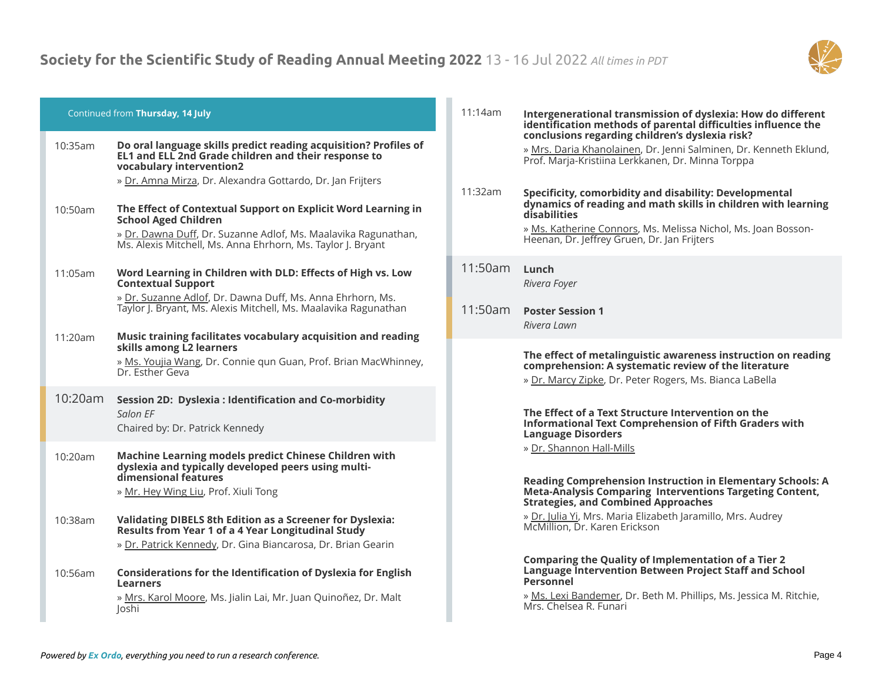Continued from **Thursday, 14 July**

10:35am **Do oral language skills predict reading acquisition? Profiles of EL1 and ELL 2nd Grade children and their response to vocabulary intervention2**
» Dr. Amna Mirza, Dr. Alexandra Gottardo, Dr. Jan Frijters

10:50am **The Effect of Contextual Support on Explicit Word Learning in School Aged Children**
» Dr. Dawna Duff, Dr. Suzanne Adlof, Ms. Maalavika Ragunathan, Ms. Alexis Mitchell, Ms. Anna Ehrhorn, Ms. Taylor J. Bryant

11:05am **Word Learning in Children with DLD: Effects of High vs. Low Contextual Support**
» Dr. Suzanne Adlof, Dr. Dawna Duff, Ms. Anna Ehrhorn, Ms. Taylor J. Bryant, Ms. Alexis Mitchell, Ms. Maalavika Ragunathan

11:20am **Music training facilitates vocabulary acquisition and reading skills among L2 learners**
» Ms. Youjia Wang, Dr. Connie qun Guan, Prof. Brian MacWhinney, Dr. Esther Geva

## 10:20am **Session 2D: Dyslexia : Identification and Co-morbidity**
*Salon EF*
Chaired by: Dr. Patrick Kennedy

10:20am **Machine Learning models predict Chinese Children with dyslexia and typically developed peers using multi-dimensional features**
» Mr. Hey Wing Liu, Prof. Xiuli Tong

10:38am **Validating DIBELS 8th Edition as a Screener for Dyslexia: Results from Year 1 of a 4 Year Longitudinal Study**
» Dr. Patrick Kennedy, Dr. Gina Biancarosa, Dr. Brian Gearin

10:56am **Considerations for the Identification of Dyslexia for English Learners**
» Mrs. Karol Moore, Ms. Jialin Lai, Mr. Juan Quinoñez, Dr. Malt Joshi

11:14am **Intergenerational transmission of dyslexia: How do different identification methods of parental difficulties influence the conclusions regarding children's dyslexia risk?**
» Mrs. Daria Khanolainen, Dr. Jenni Salminen, Dr. Kenneth Eklund, Prof. Marja-Kristiina Lerkkanen, Dr. Minna Torppa

11:32am **Specificity, comorbidity and disability: Developmental dynamics of reading and math skills in children with learning disabilities**
» Ms. Katherine Connors, Ms. Melissa Nichol, Ms. Joan Bosson-Heenan, Dr. Jeffrey Gruen, Dr. Jan Frijters

## 11:50am **Lunch**
*Rivera Foyer*

## 11:50am **Poster Session 1**
*Rivera Lawn*

**The effect of metalinguistic awareness instruction on reading comprehension: A systematic review of the literature**
» Dr. Marcy Zipke, Dr. Peter Rogers, Ms. Bianca LaBella

**The Effect of a Text Structure Intervention on the Informational Text Comprehension of Fifth Graders with Language Disorders**
» Dr. Shannon Hall-Mills

**Reading Comprehension Instruction in Elementary Schools: A Meta-Analysis Comparing Interventions Targeting Content, Strategies, and Combined Approaches**
» Dr. Julia Yi, Mrs. Maria Elizabeth Jaramillo, Mrs. Audrey McMillion, Dr. Karen Erickson

**Comparing the Quality of Implementation of a Tier 2 Language Intervention Between Project Staff and School Personnel**
» Ms. Lexi Bandemer, Dr. Beth M. Phillips, Ms. Jessica M. Ritchie, Mrs. Chelsea R. Funari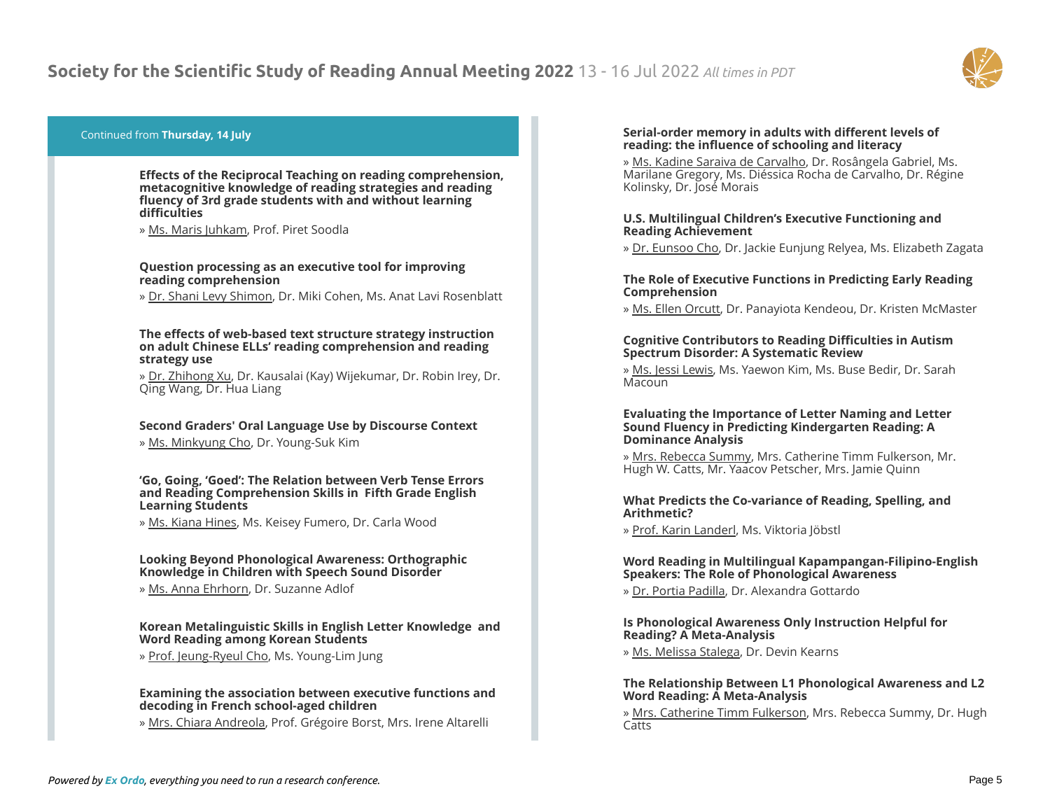Continued from **Thursday, 14 July**

**Effects of the Reciprocal Teaching on reading comprehension, metacognitive knowledge of reading strategies and reading fluency of 3rd grade students with and without learning difficulties**

» Ms. Maris Juhkam, Prof. Piret Soodla

**Question processing as an executive tool for improving reading comprehension**

» Dr. Shani Levy Shimon, Dr. Miki Cohen, Ms. Anat Lavi Rosenblatt

**The effects of web-based text structure strategy instruction on adult Chinese ELLs' reading comprehension and reading strategy use**

» Dr. Zhihong Xu, Dr. Kausalai (Kay) Wijekumar, Dr. Robin Irey, Dr. Qing Wang, Dr. Hua Liang

**Second Graders' Oral Language Use by Discourse Context**

» Ms. Minkyung Cho, Dr. Young-Suk Kim

**'Go, Going, 'Goed': The Relation between Verb Tense Errors and Reading Comprehension Skills in Fifth Grade English Learning Students**

» Ms. Kiana Hines, Ms. Keisey Fumero, Dr. Carla Wood

**Looking Beyond Phonological Awareness: Orthographic Knowledge in Children with Speech Sound Disorder**

» Ms. Anna Ehrhorn, Dr. Suzanne Adlof

**Korean Metalinguistic Skills in English Letter Knowledge and Word Reading among Korean Students**

» Prof. Jeung-Ryeul Cho, Ms. Young-Lim Jung

**Examining the association between executive functions and decoding in French school-aged children**

» Mrs. Chiara Andreola, Prof. Grégoire Borst, Mrs. Irene Altarelli

**Serial-order memory in adults with different levels of reading: the influence of schooling and literacy**

» Ms. Kadine Saraiva de Carvalho, Dr. Rosângela Gabriel, Ms. Marilane Gregory, Ms. Diéssica Rocha de Carvalho, Dr. Régine Kolinsky, Dr. José Morais

**U.S. Multilingual Children's Executive Functioning and Reading Achievement**

» Dr. Eunsoo Cho, Dr. Jackie Eunjung Relyea, Ms. Elizabeth Zagata

**The Role of Executive Functions in Predicting Early Reading Comprehension**

» Ms. Ellen Orcutt, Dr. Panayiota Kendeou, Dr. Kristen McMaster

**Cognitive Contributors to Reading Difficulties in Autism Spectrum Disorder: A Systematic Review**

» Ms. Jessi Lewis, Ms. Yaewon Kim, Ms. Buse Bedir, Dr. Sarah Macoun

**Evaluating the Importance of Letter Naming and Letter Sound Fluency in Predicting Kindergarten Reading: A Dominance Analysis**

» Mrs. Rebecca Summy, Mrs. Catherine Timm Fulkerson, Mr. Hugh W. Catts, Mr. Yaacov Petscher, Mrs. Jamie Quinn

**What Predicts the Co-variance of Reading, Spelling, and Arithmetic?**

» Prof. Karin Landerl, Ms. Viktoria Jöbstl

**Word Reading in Multilingual Kapampangan-Filipino-English Speakers: The Role of Phonological Awareness**

» Dr. Portia Padilla, Dr. Alexandra Gottardo

**Is Phonological Awareness Only Instruction Helpful for Reading? A Meta-Analysis**

» Ms. Melissa Stalega, Dr. Devin Kearns

**The Relationship Between L1 Phonological Awareness and L2 Word Reading: A Meta-Analysis**

» Mrs. Catherine Timm Fulkerson, Mrs. Rebecca Summy, Dr. Hugh Catts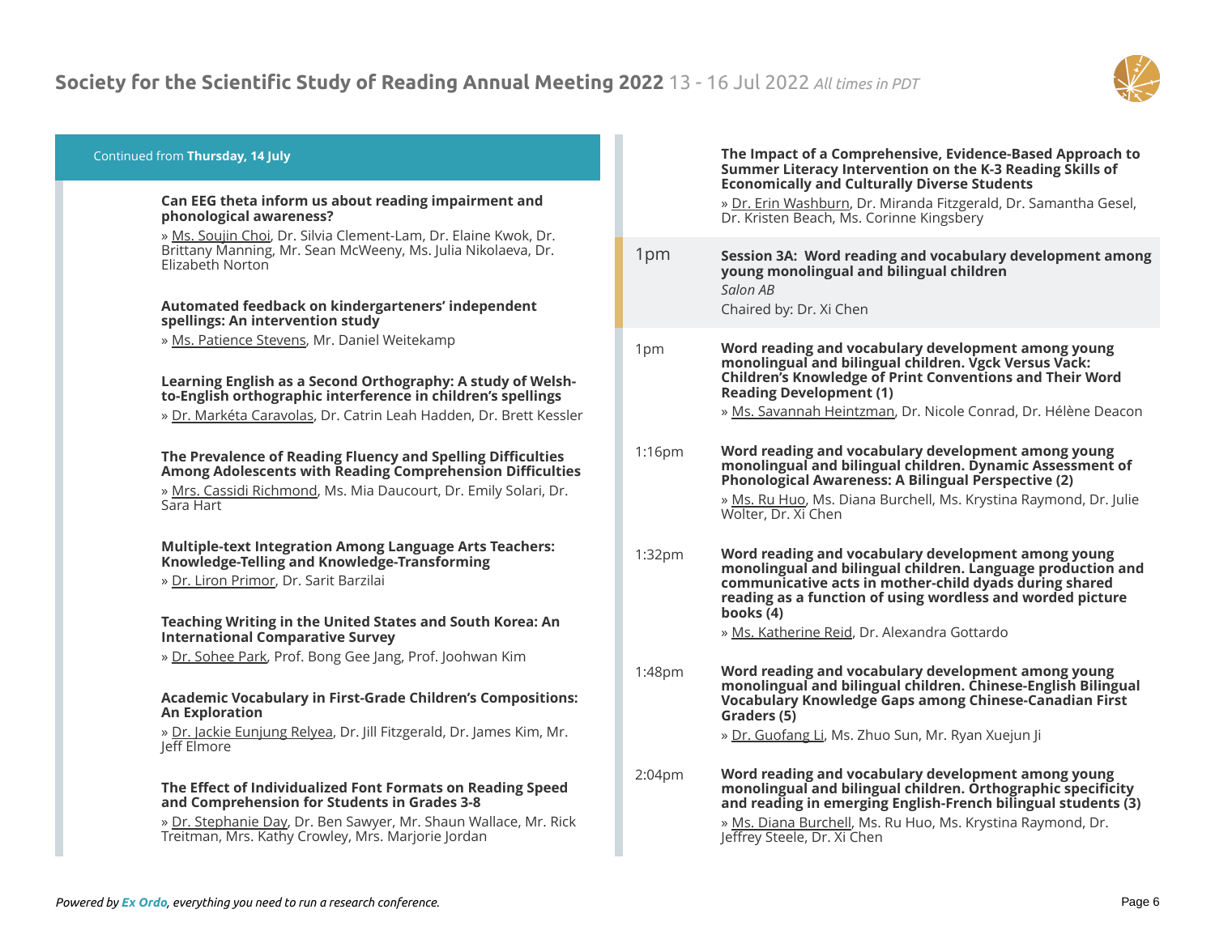Continued from **Thursday, 14 July**

**Can EEG theta inform us about reading impairment and phonological awareness?**

» Ms. Soujin Choi, Dr. Silvia Clement-Lam, Dr. Elaine Kwok, Dr. Brittany Manning, Mr. Sean McWeeny, Ms. Julia Nikolaeva, Dr. Elizabeth Norton

**Automated feedback on kindergarteners' independent spellings: An intervention study**

» Ms. Patience Stevens, Mr. Daniel Weitekamp

**Learning English as a Second Orthography: A study of Welsh-to-English orthographic interference in children's spellings**

» Dr. Markéta Caravolas, Dr. Catrin Leah Hadden, Dr. Brett Kessler

**The Prevalence of Reading Fluency and Spelling Difficulties Among Adolescents with Reading Comprehension Difficulties**

» Mrs. Cassidi Richmond, Ms. Mia Daucourt, Dr. Emily Solari, Dr. Sara Hart

**Multiple-text Integration Among Language Arts Teachers: Knowledge-Telling and Knowledge-Transforming**

» Dr. Liron Primor, Dr. Sarit Barzilai

**Teaching Writing in the United States and South Korea: An International Comparative Survey**

» Dr. Sohee Park, Prof. Bong Gee Jang, Prof. Joohwan Kim

**Academic Vocabulary in First-Grade Children's Compositions: An Exploration**

» Dr. Jackie Eunjung Relyea, Dr. Jill Fitzgerald, Dr. James Kim, Mr. Jeff Elmore

**The Effect of Individualized Font Formats on Reading Speed and Comprehension for Students in Grades 3-8**

» Dr. Stephanie Day, Dr. Ben Sawyer, Mr. Shaun Wallace, Mr. Rick Treitman, Mrs. Kathy Crowley, Mrs. Marjorie Jordan

**The Impact of a Comprehensive, Evidence-Based Approach to Summer Literacy Intervention on the K-3 Reading Skills of Economically and Culturally Diverse Students**

» Dr. Erin Washburn, Dr. Miranda Fitzgerald, Dr. Samantha Gesel, Dr. Kristen Beach, Ms. Corinne Kingsbery

## 1pm — Session 3A: Word reading and vocabulary development among young monolingual and bilingual children

*Salon AB*

Chaired by: Dr. Xi Chen

**1pm** — **Word reading and vocabulary development among young monolingual and bilingual children. Vgck Versus Vack: Children's Knowledge of Print Conventions and Their Word Reading Development (1)**

» Ms. Savannah Heintzman, Dr. Nicole Conrad, Dr. Hélène Deacon

**1:16pm** — **Word reading and vocabulary development among young monolingual and bilingual children. Dynamic Assessment of Phonological Awareness: A Bilingual Perspective (2)**

» Ms. Ru Huo, Ms. Diana Burchell, Ms. Krystina Raymond, Dr. Julie Wolter, Dr. Xi Chen

**1:32pm** — **Word reading and vocabulary development among young monolingual and bilingual children. Language production and communicative acts in mother-child dyads during shared reading as a function of using wordless and worded picture books (4)**

» Ms. Katherine Reid, Dr. Alexandra Gottardo

**1:48pm** — **Word reading and vocabulary development among young monolingual and bilingual children. Chinese-English Bilingual Vocabulary Knowledge Gaps among Chinese-Canadian First Graders (5)**

» Dr. Guofang Li, Ms. Zhuo Sun, Mr. Ryan Xuejun Ji

**2:04pm** — **Word reading and vocabulary development among young monolingual and bilingual children. Orthographic specificity and reading in emerging English-French bilingual students (3)**

» Ms. Diana Burchell, Ms. Ru Huo, Ms. Krystina Raymond, Dr. Jeffrey Steele, Dr. Xi Chen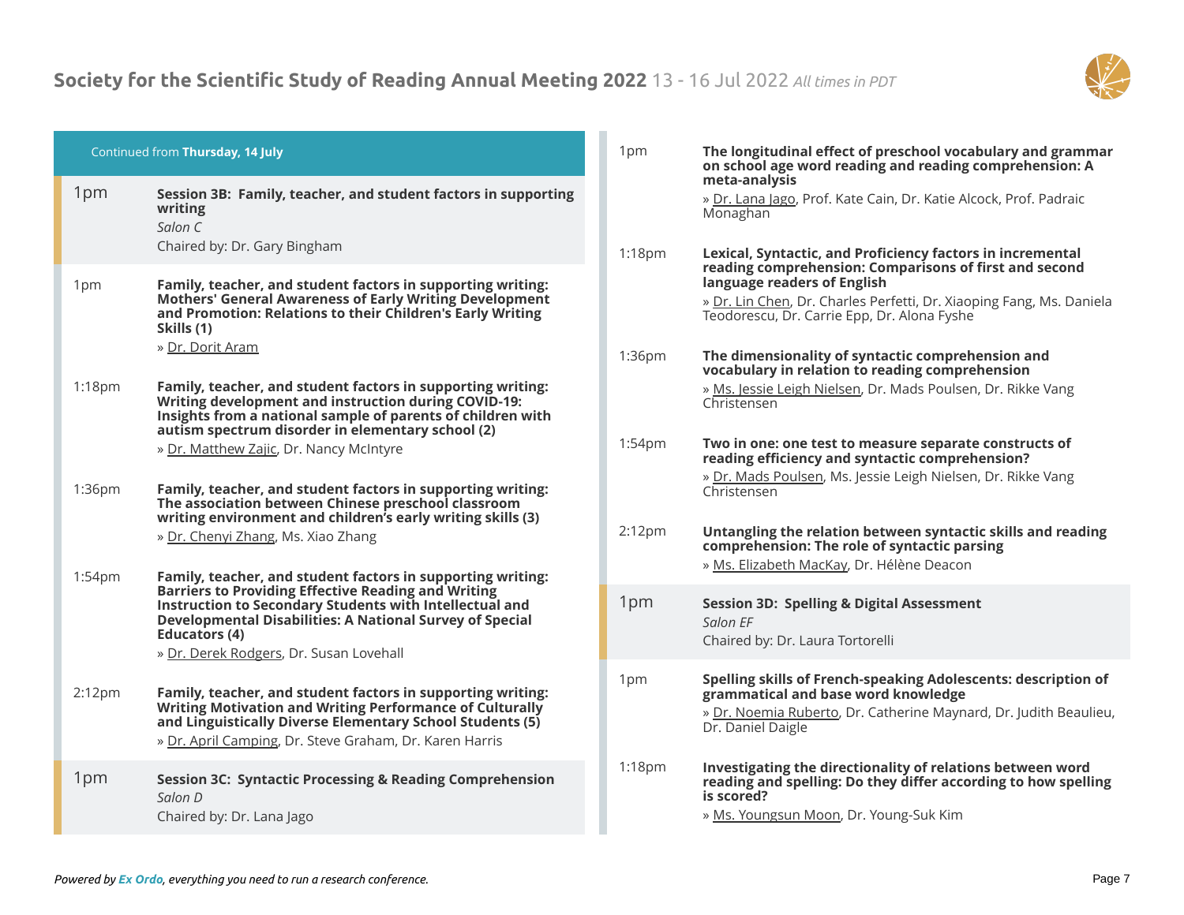Continued from **Thursday, 14 July**

**1pm** — **Session 3B: Family, teacher, and student factors in supporting writing**
*Salon C*
Chaired by: Dr. Gary Bingham

**1pm** — **Family, teacher, and student factors in supporting writing: Mothers' General Awareness of Early Writing Development and Promotion: Relations to their Children's Early Writing Skills (1)**
» Dr. Dorit Aram

**1:18pm** — **Family, teacher, and student factors in supporting writing: Writing development and instruction during COVID-19: Insights from a national sample of parents of children with autism spectrum disorder in elementary school (2)**
» Dr. Matthew Zajic, Dr. Nancy McIntyre

**1:36pm** — **Family, teacher, and student factors in supporting writing: The association between Chinese preschool classroom writing environment and children's early writing skills (3)**
» Dr. Chenyi Zhang, Ms. Xiao Zhang

**1:54pm** — **Family, teacher, and student factors in supporting writing: Barriers to Providing Effective Reading and Writing Instruction to Secondary Students with Intellectual and Developmental Disabilities: A National Survey of Special Educators (4)**
» Dr. Derek Rodgers, Dr. Susan Lovehall

**2:12pm** — **Family, teacher, and student factors in supporting writing: Writing Motivation and Writing Performance of Culturally and Linguistically Diverse Elementary School Students (5)**
» Dr. April Camping, Dr. Steve Graham, Dr. Karen Harris

**1pm** — **Session 3C: Syntactic Processing & Reading Comprehension**
*Salon D*
Chaired by: Dr. Lana Jago

**1pm** — **The longitudinal effect of preschool vocabulary and grammar on school age word reading and reading comprehension: A meta-analysis**
» Dr. Lana Jago, Prof. Kate Cain, Dr. Katie Alcock, Prof. Padraic Monaghan

**1:18pm** — **Lexical, Syntactic, and Proficiency factors in incremental reading comprehension: Comparisons of first and second language readers of English**
» Dr. Lin Chen, Dr. Charles Perfetti, Dr. Xiaoping Fang, Ms. Daniela Teodorescu, Dr. Carrie Epp, Dr. Alona Fyshe

**1:36pm** — **The dimensionality of syntactic comprehension and vocabulary in relation to reading comprehension**
» Ms. Jessie Leigh Nielsen, Dr. Mads Poulsen, Dr. Rikke Vang Christensen

**1:54pm** — **Two in one: one test to measure separate constructs of reading efficiency and syntactic comprehension?**
» Dr. Mads Poulsen, Ms. Jessie Leigh Nielsen, Dr. Rikke Vang Christensen

**2:12pm** — **Untangling the relation between syntactic skills and reading comprehension: The role of syntactic parsing**
» Ms. Elizabeth MacKay, Dr. Hélène Deacon

**1pm** — **Session 3D: Spelling & Digital Assessment**
*Salon EF*
Chaired by: Dr. Laura Tortorelli

**1pm** — **Spelling skills of French-speaking Adolescents: description of grammatical and base word knowledge**
» Dr. Noemia Ruberto, Dr. Catherine Maynard, Dr. Judith Beaulieu, Dr. Daniel Daigle

**1:18pm** — **Investigating the directionality of relations between word reading and spelling: Do they differ according to how spelling is scored?**
» Ms. Youngsun Moon, Dr. Young-Suk Kim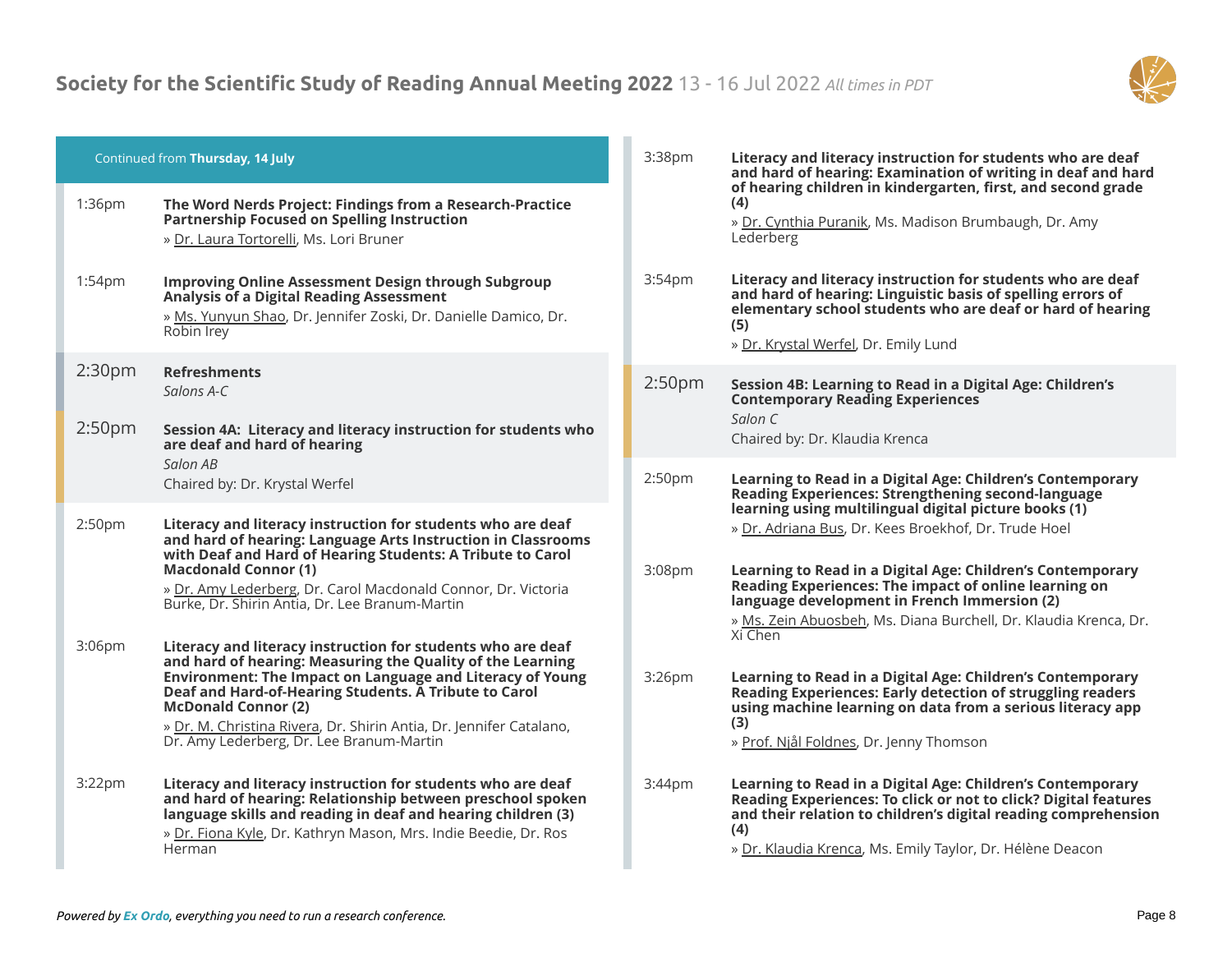Continued from **Thursday, 14 July**

1:36pm **The Word Nerds Project: Findings from a Research-Practice Partnership Focused on Spelling Instruction**
» Dr. Laura Tortorelli, Ms. Lori Bruner

1:54pm **Improving Online Assessment Design through Subgroup Analysis of a Digital Reading Assessment**
» Ms. Yunyun Shao, Dr. Jennifer Zoski, Dr. Danielle Damico, Dr. Robin Irey

2:30pm **Refreshments**
*Salons A-C*

## 2:50pm Session 4A: Literacy and literacy instruction for students who are deaf and hard of hearing

*Salon AB*
Chaired by: Dr. Krystal Werfel

2:50pm **Literacy and literacy instruction for students who are deaf and hard of hearing: Language Arts Instruction in Classrooms with Deaf and Hard of Hearing Students: A Tribute to Carol Macdonald Connor (1)**
» Dr. Amy Lederberg, Dr. Carol Macdonald Connor, Dr. Victoria Burke, Dr. Shirin Antia, Dr. Lee Branum-Martin

3:06pm **Literacy and literacy instruction for students who are deaf and hard of hearing: Measuring the Quality of the Learning Environment: The Impact on Language and Literacy of Young Deaf and Hard-of-Hearing Students. A Tribute to Carol McDonald Connor (2)**
» Dr. M. Christina Rivera, Dr. Shirin Antia, Dr. Jennifer Catalano, Dr. Amy Lederberg, Dr. Lee Branum-Martin

3:22pm **Literacy and literacy instruction for students who are deaf and hard of hearing: Relationship between preschool spoken language skills and reading in deaf and hearing children (3)**
» Dr. Fiona Kyle, Dr. Kathryn Mason, Mrs. Indie Beedie, Dr. Ros Herman

3:38pm **Literacy and literacy instruction for students who are deaf and hard of hearing: Examination of writing in deaf and hard of hearing children in kindergarten, first, and second grade (4)**
» Dr. Cynthia Puranik, Ms. Madison Brumbaugh, Dr. Amy Lederberg

3:54pm **Literacy and literacy instruction for students who are deaf and hard of hearing: Linguistic basis of spelling errors of elementary school students who are deaf or hard of hearing (5)**
» Dr. Krystal Werfel, Dr. Emily Lund

## 2:50pm Session 4B: Learning to Read in a Digital Age: Children's Contemporary Reading Experiences

*Salon C*
Chaired by: Dr. Klaudia Krenca

2:50pm **Learning to Read in a Digital Age: Children's Contemporary Reading Experiences: Strengthening second-language learning using multilingual digital picture books (1)**
» Dr. Adriana Bus, Dr. Kees Broekhof, Dr. Trude Hoel

3:08pm **Learning to Read in a Digital Age: Children's Contemporary Reading Experiences: The impact of online learning on language development in French Immersion (2)**
» Ms. Zein Abuosbeh, Ms. Diana Burchell, Dr. Klaudia Krenca, Dr. Xi Chen

3:26pm **Learning to Read in a Digital Age: Children's Contemporary Reading Experiences: Early detection of struggling readers using machine learning on data from a serious literacy app (3)**
» Prof. Njål Foldnes, Dr. Jenny Thomson

3:44pm **Learning to Read in a Digital Age: Children's Contemporary Reading Experiences: To click or not to click? Digital features and their relation to children's digital reading comprehension (4)**
» Dr. Klaudia Krenca, Ms. Emily Taylor, Dr. Hélène Deacon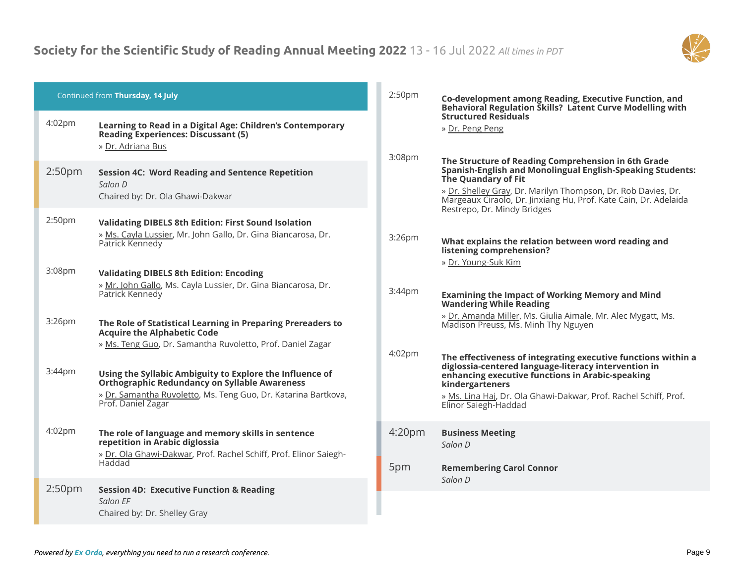Continued from **Thursday, 14 July**

4:02pm **Learning to Read in a Digital Age: Children's Contemporary Reading Experiences: Discussant (5)**
» Dr. Adriana Bus

## 2:50pm Session 4C: Word Reading and Sentence Repetition
*Salon D*
Chaired by: Dr. Ola Ghawi-Dakwar

2:50pm **Validating DIBELS 8th Edition: First Sound Isolation**
» Ms. Cayla Lussier, Mr. John Gallo, Dr. Gina Biancarosa, Dr. Patrick Kennedy

3:08pm **Validating DIBELS 8th Edition: Encoding**
» Mr. John Gallo, Ms. Cayla Lussier, Dr. Gina Biancarosa, Dr. Patrick Kennedy

3:26pm **The Role of Statistical Learning in Preparing Prereaders to Acquire the Alphabetic Code**
» Ms. Teng Guo, Dr. Samantha Ruvoletto, Prof. Daniel Zagar

3:44pm **Using the Syllabic Ambiguity to Explore the Influence of Orthographic Redundancy on Syllable Awareness**
» Dr. Samantha Ruvoletto, Ms. Teng Guo, Dr. Katarina Bartkova, Prof. Daniel Zagar

4:02pm **The role of language and memory skills in sentence repetition in Arabic diglossia**
» Dr. Ola Ghawi-Dakwar, Prof. Rachel Schiff, Prof. Elinor Saiegh-Haddad

## 2:50pm Session 4D: Executive Function & Reading
*Salon EF*
Chaired by: Dr. Shelley Gray

2:50pm **Co-development among Reading, Executive Function, and Behavioral Regulation Skills? Latent Curve Modelling with Structured Residuals**
» Dr. Peng Peng

3:08pm **The Structure of Reading Comprehension in 6th Grade Spanish-English and Monolingual English-Speaking Students: The Quandary of Fit**
» Dr. Shelley Gray, Dr. Marilyn Thompson, Dr. Rob Davies, Dr. Margeaux Ciraolo, Dr. Jinxiang Hu, Prof. Kate Cain, Dr. Adelaida Restrepo, Dr. Mindy Bridges

3:26pm **What explains the relation between word reading and listening comprehension?**
» Dr. Young-Suk Kim

3:44pm **Examining the Impact of Working Memory and Mind Wandering While Reading**
» Dr. Amanda Miller, Ms. Giulia Aimale, Mr. Alec Mygatt, Ms. Madison Preuss, Ms. Minh Thy Nguyen

4:02pm **The effectiveness of integrating executive functions within a diglossia-centered language-literacy intervention in enhancing executive functions in Arabic-speaking kindergarteners**
» Ms. Lina Haj, Dr. Ola Ghawi-Dakwar, Prof. Rachel Schiff, Prof. Elinor Saiegh-Haddad

## 4:20pm Business Meeting
*Salon D*

## 5pm Remembering Carol Connor
*Salon D*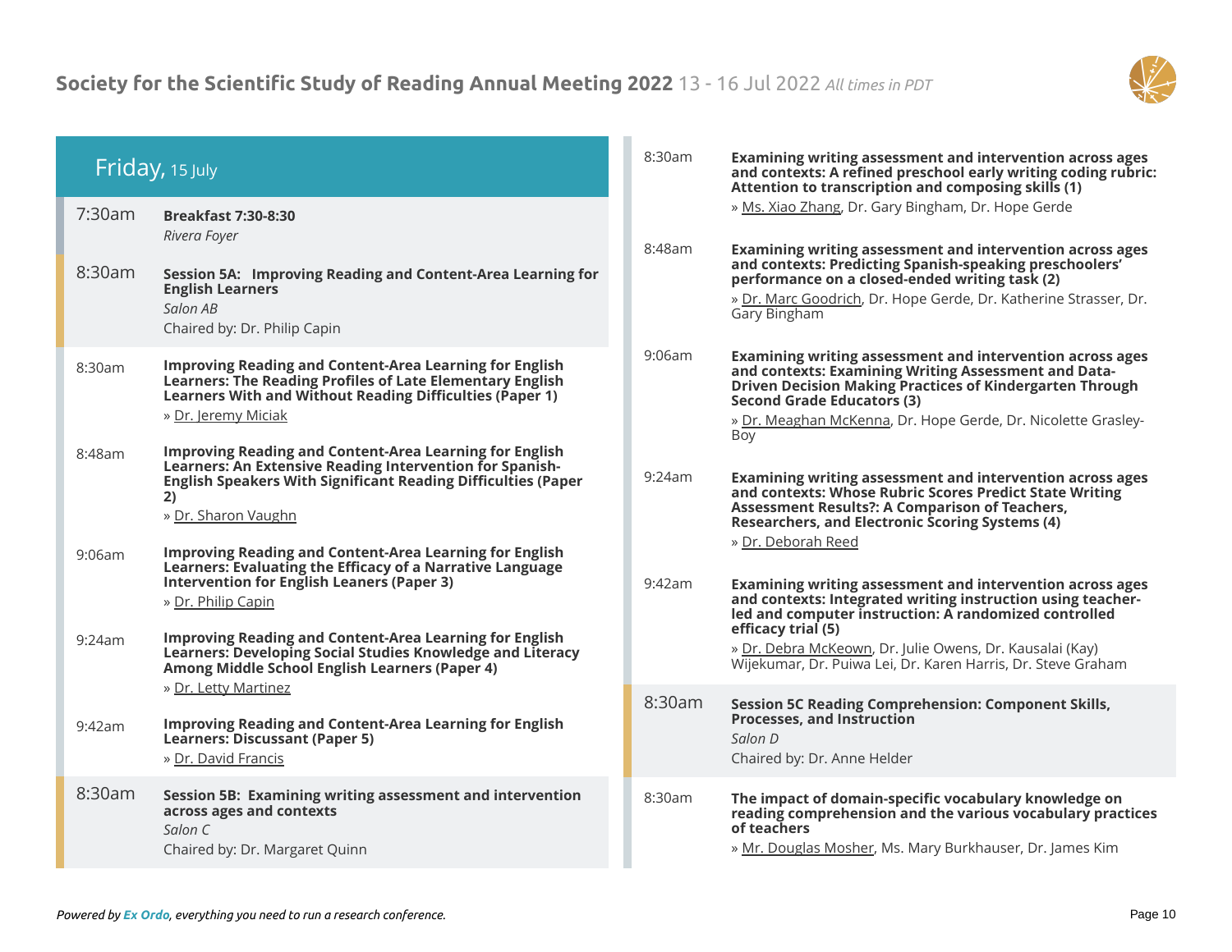# Society for the Scientific Study of Reading Annual Meeting 2022 13 - 16 Jul 2022 *All times in PDT*

## Friday, 15 July

**7:30am** **Breakfast 7:30-8:30**
*Rivera Foyer*

**8:30am** **Session 5A: Improving Reading and Content-Area Learning for English Learners**
*Salon AB*
Chaired by: Dr. Philip Capin

8:30am **Improving Reading and Content-Area Learning for English Learners: The Reading Profiles of Late Elementary English Learners With and Without Reading Difficulties (Paper 1)**
» Dr. Jeremy Miciak

8:48am **Improving Reading and Content-Area Learning for English Learners: An Extensive Reading Intervention for Spanish-English Speakers With Significant Reading Difficulties (Paper 2)**
» Dr. Sharon Vaughn

9:06am **Improving Reading and Content-Area Learning for English Learners: Evaluating the Efficacy of a Narrative Language Intervention for English Leaners (Paper 3)**
» Dr. Philip Capin

9:24am **Improving Reading and Content-Area Learning for English Learners: Developing Social Studies Knowledge and Literacy Among Middle School English Learners (Paper 4)**
» Dr. Letty Martinez

9:42am **Improving Reading and Content-Area Learning for English Learners: Discussant (Paper 5)**
» Dr. David Francis

**8:30am** **Session 5B: Examining writing assessment and intervention across ages and contexts**
*Salon C*
Chaired by: Dr. Margaret Quinn

8:30am **Examining writing assessment and intervention across ages and contexts: A refined preschool early writing coding rubric: Attention to transcription and composing skills (1)**
» Ms. Xiao Zhang, Dr. Gary Bingham, Dr. Hope Gerde

8:48am **Examining writing assessment and intervention across ages and contexts: Predicting Spanish-speaking preschoolers' performance on a closed-ended writing task (2)**
» Dr. Marc Goodrich, Dr. Hope Gerde, Dr. Katherine Strasser, Dr. Gary Bingham

9:06am **Examining writing assessment and intervention across ages and contexts: Examining Writing Assessment and Data-Driven Decision Making Practices of Kindergarten Through Second Grade Educators (3)**
» Dr. Meaghan McKenna, Dr. Hope Gerde, Dr. Nicolette Grasley-Boy

9:24am **Examining writing assessment and intervention across ages and contexts: Whose Rubric Scores Predict State Writing Assessment Results?: A Comparison of Teachers, Researchers, and Electronic Scoring Systems (4)**
» Dr. Deborah Reed

9:42am **Examining writing assessment and intervention across ages and contexts: Integrated writing instruction using teacher-led and computer instruction: A randomized controlled efficacy trial (5)**
» Dr. Debra McKeown, Dr. Julie Owens, Dr. Kausalai (Kay) Wijekumar, Dr. Puiwa Lei, Dr. Karen Harris, Dr. Steve Graham

**8:30am** **Session 5C Reading Comprehension: Component Skills, Processes, and Instruction**
*Salon D*
Chaired by: Dr. Anne Helder

8:30am **The impact of domain-specific vocabulary knowledge on reading comprehension and the various vocabulary practices of teachers**
» Mr. Douglas Mosher, Ms. Mary Burkhauser, Dr. James Kim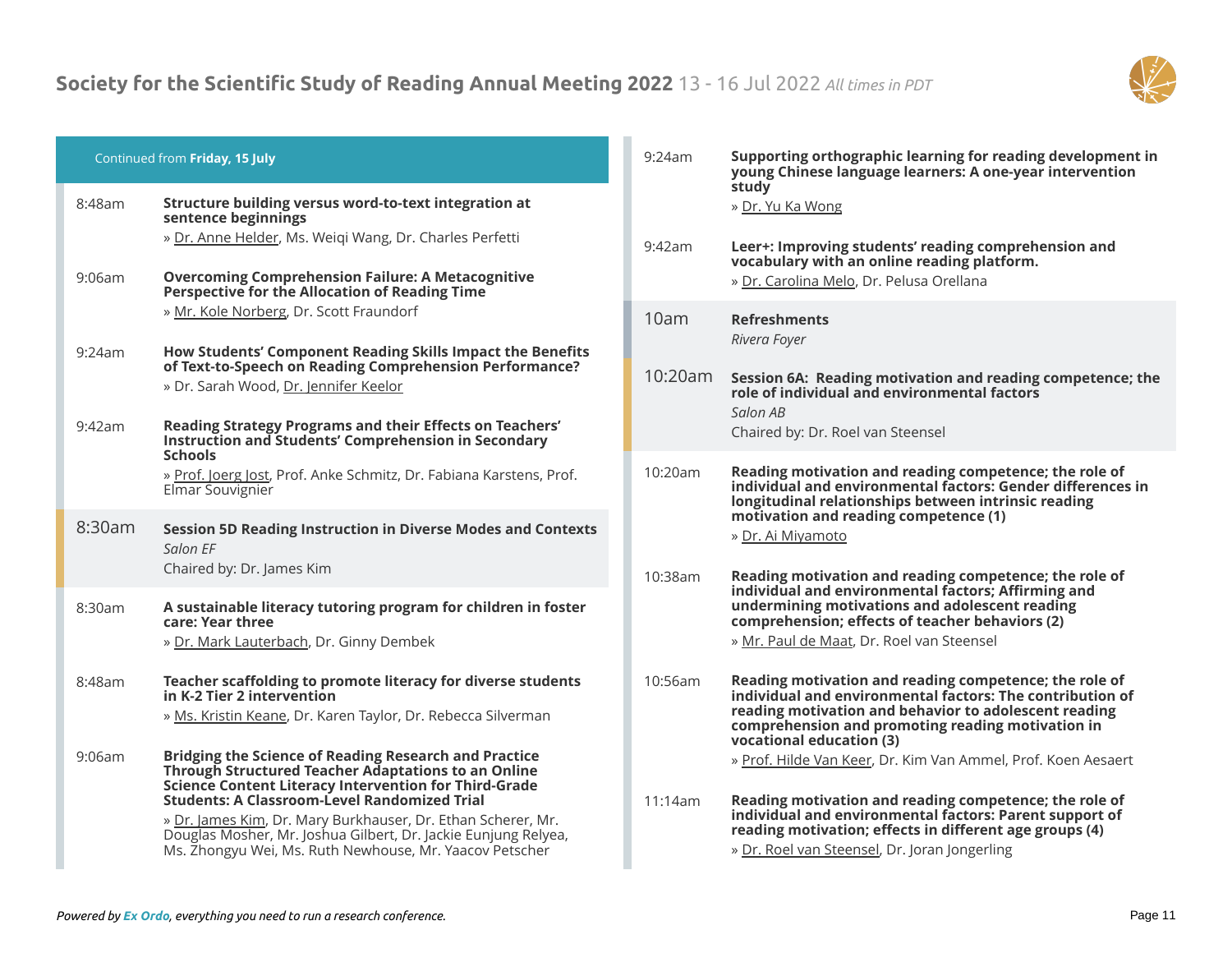Continued from **Friday, 15 July**

8:48am — **Structure building versus word-to-text integration at sentence beginnings**
» Dr. Anne Helder, Ms. Weiqi Wang, Dr. Charles Perfetti

9:06am — **Overcoming Comprehension Failure: A Metacognitive Perspective for the Allocation of Reading Time**
» Mr. Kole Norberg, Dr. Scott Fraundorf

9:24am — **How Students' Component Reading Skills Impact the Benefits of Text-to-Speech on Reading Comprehension Performance?**
» Dr. Sarah Wood, Dr. Jennifer Keelor

9:42am — **Reading Strategy Programs and their Effects on Teachers' Instruction and Students' Comprehension in Secondary Schools**
» Prof. Joerg Jost, Prof. Anke Schmitz, Dr. Fabiana Karstens, Prof. Elmar Souvignier

## 8:30am — Session 5D Reading Instruction in Diverse Modes and Contexts

*Salon EF*
Chaired by: Dr. James Kim

8:30am — **A sustainable literacy tutoring program for children in foster care: Year three**
» Dr. Mark Lauterbach, Dr. Ginny Dembek

8:48am — **Teacher scaffolding to promote literacy for diverse students in K-2 Tier 2 intervention**
» Ms. Kristin Keane, Dr. Karen Taylor, Dr. Rebecca Silverman

9:06am — **Bridging the Science of Reading Research and Practice Through Structured Teacher Adaptations to an Online Science Content Literacy Intervention for Third-Grade Students: A Classroom-Level Randomized Trial**
» Dr. James Kim, Dr. Mary Burkhauser, Dr. Ethan Scherer, Mr. Douglas Mosher, Mr. Joshua Gilbert, Dr. Jackie Eunjung Relyea, Ms. Zhongyu Wei, Ms. Ruth Newhouse, Mr. Yaacov Petscher

9:24am — **Supporting orthographic learning for reading development in young Chinese language learners: A one-year intervention study**
» Dr. Yu Ka Wong

9:42am — **Leer+: Improving students' reading comprehension and vocabulary with an online reading platform.**
» Dr. Carolina Melo, Dr. Pelusa Orellana

## 10am — Refreshments

*Rivera Foyer*

## 10:20am — Session 6A: Reading motivation and reading competence; the role of individual and environmental factors

*Salon AB*
Chaired by: Dr. Roel van Steensel

10:20am — **Reading motivation and reading competence; the role of individual and environmental factors: Gender differences in longitudinal relationships between intrinsic reading motivation and reading competence (1)**
» Dr. Ai Miyamoto

10:38am — **Reading motivation and reading competence; the role of individual and environmental factors; Affirming and undermining motivations and adolescent reading comprehension; effects of teacher behaviors (2)**
» Mr. Paul de Maat, Dr. Roel van Steensel

10:56am — **Reading motivation and reading competence; the role of individual and environmental factors: The contribution of reading motivation and behavior to adolescent reading comprehension and promoting reading motivation in vocational education (3)**
» Prof. Hilde Van Keer, Dr. Kim Van Ammel, Prof. Koen Aesaert

11:14am — **Reading motivation and reading competence; the role of individual and environmental factors: Parent support of reading motivation; effects in different age groups (4)**
» Dr. Roel van Steensel, Dr. Joran Jongerling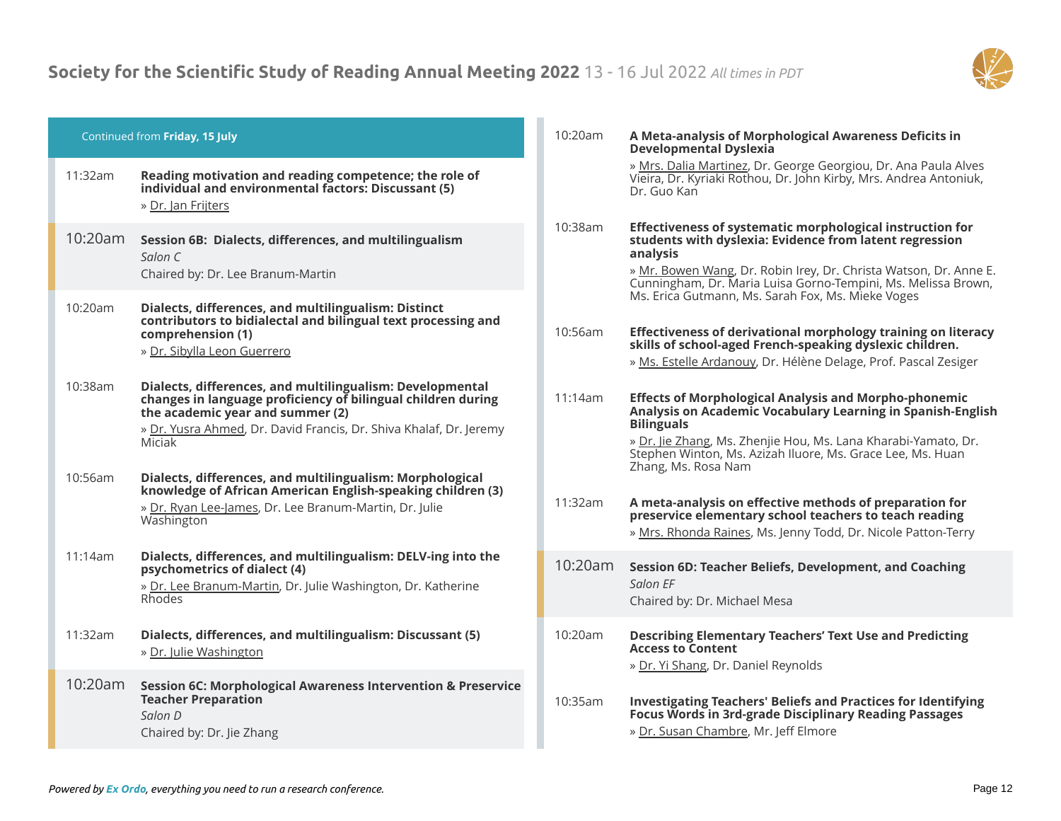Continued from **Friday, 15 July**

11:32am **Reading motivation and reading competence; the role of individual and environmental factors: Discussant (5)**
» Dr. Jan Frijters

## 10:20am Session 6B: Dialects, differences, and multilingualism

*Salon C*

Chaired by: Dr. Lee Branum-Martin

10:20am **Dialects, differences, and multilingualism: Distinct contributors to bidialectal and bilingual text processing and comprehension (1)**
» Dr. Sibylla Leon Guerrero

10:38am **Dialects, differences, and multilingualism: Developmental changes in language proficiency of bilingual children during the academic year and summer (2)**
» Dr. Yusra Ahmed, Dr. David Francis, Dr. Shiva Khalaf, Dr. Jeremy Miciak

10:56am **Dialects, differences, and multilingualism: Morphological knowledge of African American English-speaking children (3)**
» Dr. Ryan Lee-James, Dr. Lee Branum-Martin, Dr. Julie Washington

11:14am **Dialects, differences, and multilingualism: DELV-ing into the psychometrics of dialect (4)**
» Dr. Lee Branum-Martin, Dr. Julie Washington, Dr. Katherine Rhodes

11:32am **Dialects, differences, and multilingualism: Discussant (5)**
» Dr. Julie Washington

## 10:20am Session 6C: Morphological Awareness Intervention & Preservice Teacher Preparation

*Salon D*

Chaired by: Dr. Jie Zhang

10:20am **A Meta-analysis of Morphological Awareness Deficits in Developmental Dyslexia**
» Mrs. Dalia Martinez, Dr. George Georgiou, Dr. Ana Paula Alves Vieira, Dr. Kyriaki Rothou, Dr. John Kirby, Mrs. Andrea Antoniuk, Dr. Guo Kan

10:38am **Effectiveness of systematic morphological instruction for students with dyslexia: Evidence from latent regression analysis**
» Mr. Bowen Wang, Dr. Robin Irey, Dr. Christa Watson, Dr. Anne E. Cunningham, Dr. Maria Luisa Gorno-Tempini, Ms. Melissa Brown, Ms. Erica Gutmann, Ms. Sarah Fox, Ms. Mieke Voges

10:56am **Effectiveness of derivational morphology training on literacy skills of school-aged French-speaking dyslexic children.**
» Ms. Estelle Ardanouy, Dr. Hélène Delage, Prof. Pascal Zesiger

11:14am **Effects of Morphological Analysis and Morpho-phonemic Analysis on Academic Vocabulary Learning in Spanish-English Bilinguals**
» Dr. Jie Zhang, Ms. Zhenjie Hou, Ms. Lana Kharabi-Yamato, Dr. Stephen Winton, Ms. Azizah Iluore, Ms. Grace Lee, Ms. Huan Zhang, Ms. Rosa Nam

11:32am **A meta-analysis on effective methods of preparation for preservice elementary school teachers to teach reading**
» Mrs. Rhonda Raines, Ms. Jenny Todd, Dr. Nicole Patton-Terry

## 10:20am Session 6D: Teacher Beliefs, Development, and Coaching

*Salon EF*

Chaired by: Dr. Michael Mesa

10:20am **Describing Elementary Teachers' Text Use and Predicting Access to Content**
» Dr. Yi Shang, Dr. Daniel Reynolds

10:35am **Investigating Teachers' Beliefs and Practices for Identifying Focus Words in 3rd-grade Disciplinary Reading Passages**
» Dr. Susan Chambre, Mr. Jeff Elmore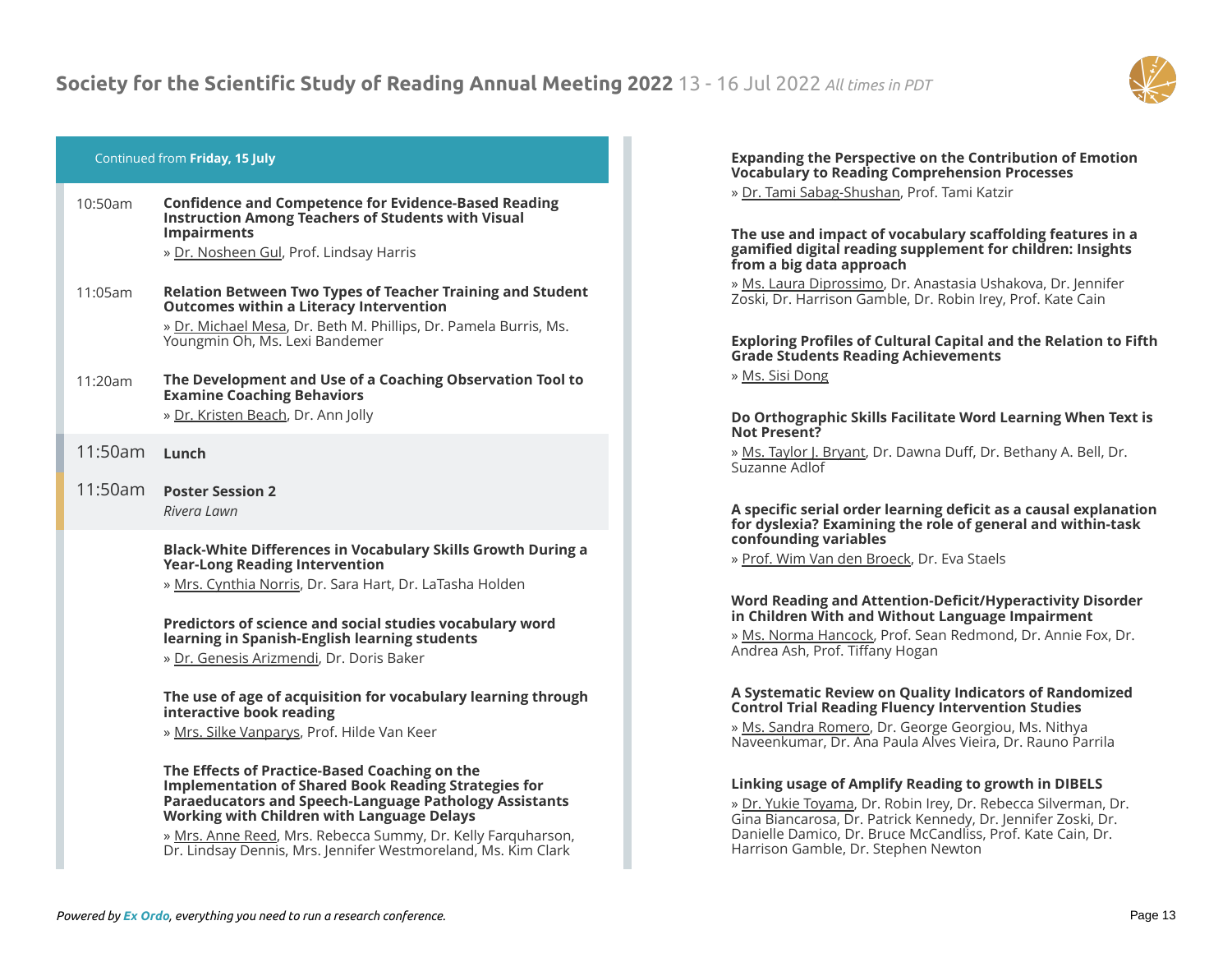Continued from **Friday, 15 July**

10:50am **Confidence and Competence for Evidence-Based Reading Instruction Among Teachers of Students with Visual Impairments**
» Dr. Nosheen Gul, Prof. Lindsay Harris

11:05am **Relation Between Two Types of Teacher Training and Student Outcomes within a Literacy Intervention**
» Dr. Michael Mesa, Dr. Beth M. Phillips, Dr. Pamela Burris, Ms. Youngmin Oh, Ms. Lexi Bandemer

11:20am **The Development and Use of a Coaching Observation Tool to Examine Coaching Behaviors**
» Dr. Kristen Beach, Dr. Ann Jolly

11:50am **Lunch**

11:50am **Poster Session 2**
*Rivera Lawn*

**Black-White Differences in Vocabulary Skills Growth During a Year-Long Reading Intervention**
» Mrs. Cynthia Norris, Dr. Sara Hart, Dr. LaTasha Holden

**Predictors of science and social studies vocabulary word learning in Spanish-English learning students**
» Dr. Genesis Arizmendi, Dr. Doris Baker

**The use of age of acquisition for vocabulary learning through interactive book reading**
» Mrs. Silke Vanparys, Prof. Hilde Van Keer

**The Effects of Practice-Based Coaching on the Implementation of Shared Book Reading Strategies for Paraeducators and Speech-Language Pathology Assistants Working with Children with Language Delays**
» Mrs. Anne Reed, Mrs. Rebecca Summy, Dr. Kelly Farquharson, Dr. Lindsay Dennis, Mrs. Jennifer Westmoreland, Ms. Kim Clark

**Expanding the Perspective on the Contribution of Emotion Vocabulary to Reading Comprehension Processes**
» Dr. Tami Sabag-Shushan, Prof. Tami Katzir

**The use and impact of vocabulary scaffolding features in a gamified digital reading supplement for children: Insights from a big data approach**
» Ms. Laura Diprossimo, Dr. Anastasia Ushakova, Dr. Jennifer Zoski, Dr. Harrison Gamble, Dr. Robin Irey, Prof. Kate Cain

**Exploring Profiles of Cultural Capital and the Relation to Fifth Grade Students Reading Achievements**
» Ms. Sisi Dong

**Do Orthographic Skills Facilitate Word Learning When Text is Not Present?**
» Ms. Taylor J. Bryant, Dr. Dawna Duff, Dr. Bethany A. Bell, Dr. Suzanne Adlof

**A specific serial order learning deficit as a causal explanation for dyslexia? Examining the role of general and within-task confounding variables**
» Prof. Wim Van den Broeck, Dr. Eva Staels

**Word Reading and Attention-Deficit/Hyperactivity Disorder in Children With and Without Language Impairment**
» Ms. Norma Hancock, Prof. Sean Redmond, Dr. Annie Fox, Dr. Andrea Ash, Prof. Tiffany Hogan

**A Systematic Review on Quality Indicators of Randomized Control Trial Reading Fluency Intervention Studies**
» Ms. Sandra Romero, Dr. George Georgiou, Ms. Nithya Naveenkumar, Dr. Ana Paula Alves Vieira, Dr. Rauno Parrila

**Linking usage of Amplify Reading to growth in DIBELS**
» Dr. Yukie Toyama, Dr. Robin Irey, Dr. Rebecca Silverman, Dr. Gina Biancarosa, Dr. Patrick Kennedy, Dr. Jennifer Zoski, Dr. Danielle Damico, Dr. Bruce McCandliss, Prof. Kate Cain, Dr. Harrison Gamble, Dr. Stephen Newton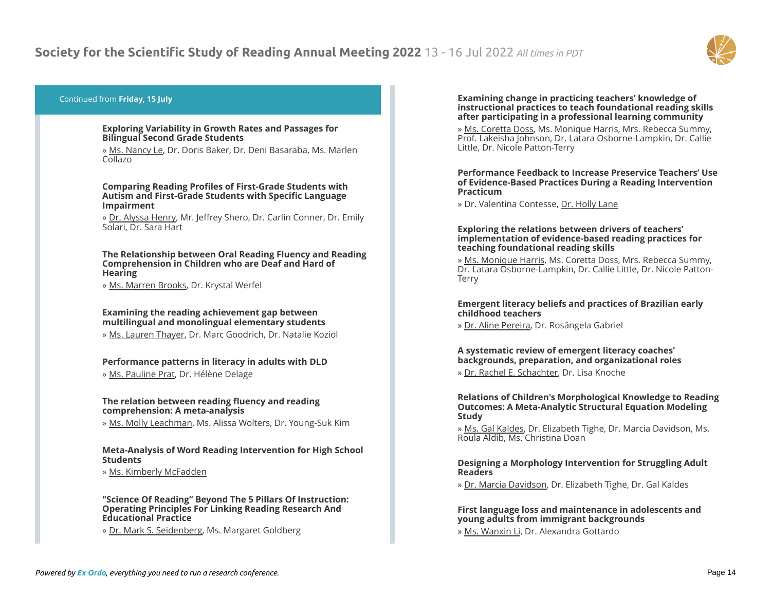Continued from **Friday, 15 July**

**Exploring Variability in Growth Rates and Passages for Bilingual Second Grade Students**

» Ms. Nancy Le, Dr. Doris Baker, Dr. Deni Basaraba, Ms. Marlen Collazo

**Comparing Reading Profiles of First-Grade Students with Autism and First-Grade Students with Specific Language Impairment**

» Dr. Alyssa Henry, Mr. Jeffrey Shero, Dr. Carlin Conner, Dr. Emily Solari, Dr. Sara Hart

**The Relationship between Oral Reading Fluency and Reading Comprehension in Children who are Deaf and Hard of Hearing**

» Ms. Marren Brooks, Dr. Krystal Werfel

**Examining the reading achievement gap between multilingual and monolingual elementary students**

» Ms. Lauren Thayer, Dr. Marc Goodrich, Dr. Natalie Koziol

**Performance patterns in literacy in adults with DLD**

» Ms. Pauline Prat, Dr. Hélène Delage

**The relation between reading fluency and reading comprehension: A meta-analysis**

» Ms. Molly Leachman, Ms. Alissa Wolters, Dr. Young-Suk Kim

**Meta-Analysis of Word Reading Intervention for High School Students**

» Ms. Kimberly McFadden

**"Science Of Reading" Beyond The 5 Pillars Of Instruction: Operating Principles For Linking Reading Research And Educational Practice**

» Dr. Mark S. Seidenberg, Ms. Margaret Goldberg

**Examining change in practicing teachers' knowledge of instructional practices to teach foundational reading skills after participating in a professional learning community**

» Ms. Coretta Doss, Ms. Monique Harris, Mrs. Rebecca Summy, Prof. Lakeisha Johnson, Dr. Latara Osborne-Lampkin, Dr. Callie Little, Dr. Nicole Patton-Terry

**Performance Feedback to Increase Preservice Teachers' Use of Evidence-Based Practices During a Reading Intervention Practicum**

» Dr. Valentina Contesse, Dr. Holly Lane

**Exploring the relations between drivers of teachers' implementation of evidence-based reading practices for teaching foundational reading skills**

» Ms. Monique Harris, Ms. Coretta Doss, Mrs. Rebecca Summy, Dr. Latara Osborne-Lampkin, Dr. Callie Little, Dr. Nicole Patton-Terry

**Emergent literacy beliefs and practices of Brazilian early childhood teachers**

» Dr. Aline Pereira, Dr. Rosângela Gabriel

**A systematic review of emergent literacy coaches' backgrounds, preparation, and organizational roles**

» Dr. Rachel E. Schachter, Dr. Lisa Knoche

**Relations of Children's Morphological Knowledge to Reading Outcomes: A Meta-Analytic Structural Equation Modeling Study**

» Ms. Gal Kaldes, Dr. Elizabeth Tighe, Dr. Marcia Davidson, Ms. Roula Aldib, Ms. Christina Doan

**Designing a Morphology Intervention for Struggling Adult Readers**

» Dr. Marcia Davidson, Dr. Elizabeth Tighe, Dr. Gal Kaldes

**First language loss and maintenance in adolescents and young adults from immigrant backgrounds**

» Ms. Wanxin Li, Dr. Alexandra Gottardo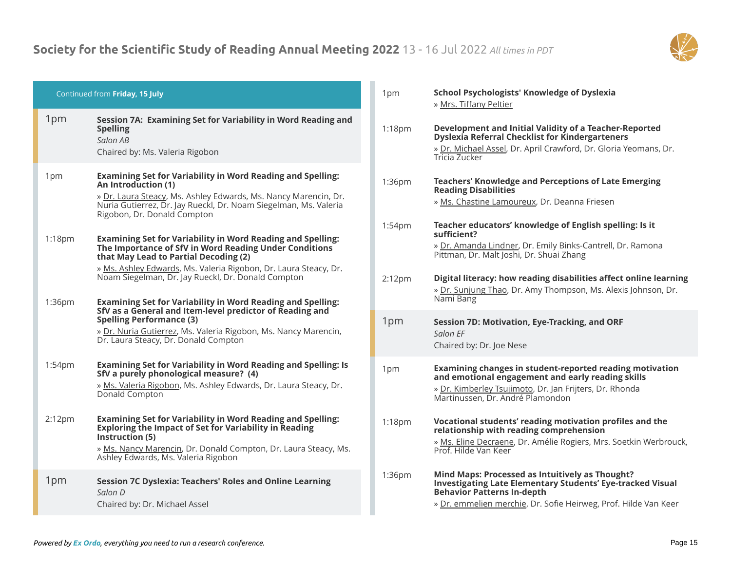Continued from **Friday, 15 July**

### 1pm — Session 7A: Examining Set for Variability in Word Reading and Spelling

*Salon AB*

Chaired by: Ms. Valeria Rigobon

**1pm — Examining Set for Variability in Word Reading and Spelling: An Introduction (1)**

» Dr. Laura Steacy, Ms. Ashley Edwards, Ms. Nancy Marencin, Dr. Nuria Gutierrez, Dr. Jay Rueckl, Dr. Noam Siegelman, Ms. Valeria Rigobon, Dr. Donald Compton

**1:18pm — Examining Set for Variability in Word Reading and Spelling: The Importance of SfV in Word Reading Under Conditions that May Lead to Partial Decoding (2)**

» Ms. Ashley Edwards, Ms. Valeria Rigobon, Dr. Laura Steacy, Dr. Noam Siegelman, Dr. Jay Rueckl, Dr. Donald Compton

**1:36pm — Examining Set for Variability in Word Reading and Spelling: SfV as a General and Item-level predictor of Reading and Spelling Performance (3)**

» Dr. Nuria Gutierrez, Ms. Valeria Rigobon, Ms. Nancy Marencin, Dr. Laura Steacy, Dr. Donald Compton

**1:54pm — Examining Set for Variability in Word Reading and Spelling: Is SfV a purely phonological measure? (4)**

» Ms. Valeria Rigobon, Ms. Ashley Edwards, Dr. Laura Steacy, Dr. Donald Compton

**2:12pm — Examining Set for Variability in Word Reading and Spelling: Exploring the Impact of Set for Variability in Reading Instruction (5)**

» Ms. Nancy Marencin, Dr. Donald Compton, Dr. Laura Steacy, Ms. Ashley Edwards, Ms. Valeria Rigobon

### 1pm — Session 7C Dyslexia: Teachers' Roles and Online Learning

*Salon D*

Chaired by: Dr. Michael Assel

**1pm — School Psychologists' Knowledge of Dyslexia**

» Mrs. Tiffany Peltier

**1:18pm — Development and Initial Validity of a Teacher-Reported Dyslexia Referral Checklist for Kindergarteners**

» Dr. Michael Assel, Dr. April Crawford, Dr. Gloria Yeomans, Dr. Tricia Zucker

**1:36pm — Teachers' Knowledge and Perceptions of Late Emerging Reading Disabilities**

» Ms. Chastine Lamoureux, Dr. Deanna Friesen

**1:54pm — Teacher educators' knowledge of English spelling: Is it sufficient?**

» Dr. Amanda Lindner, Dr. Emily Binks-Cantrell, Dr. Ramona Pittman, Dr. Malt Joshi, Dr. Shuai Zhang

**2:12pm — Digital literacy: how reading disabilities affect online learning**

» Dr. Sunjung Thao, Dr. Amy Thompson, Ms. Alexis Johnson, Dr. Nami Bang

### 1pm — Session 7D: Motivation, Eye-Tracking, and ORF

*Salon EF*

Chaired by: Dr. Joe Nese

**1pm — Examining changes in student-reported reading motivation and emotional engagement and early reading skills**

» Dr. Kimberley Tsujimoto, Dr. Jan Frijters, Dr. Rhonda Martinussen, Dr. André Plamondon

**1:18pm — Vocational students' reading motivation profiles and the relationship with reading comprehension**

» Ms. Eline Decraene, Dr. Amélie Rogiers, Mrs. Soetkin Werbrouck, Prof. Hilde Van Keer

**1:36pm — Mind Maps: Processed as Intuitively as Thought? Investigating Late Elementary Students' Eye-tracked Visual Behavior Patterns In-depth**

» Dr. emmelien merchie, Dr. Sofie Heirweg, Prof. Hilde Van Keer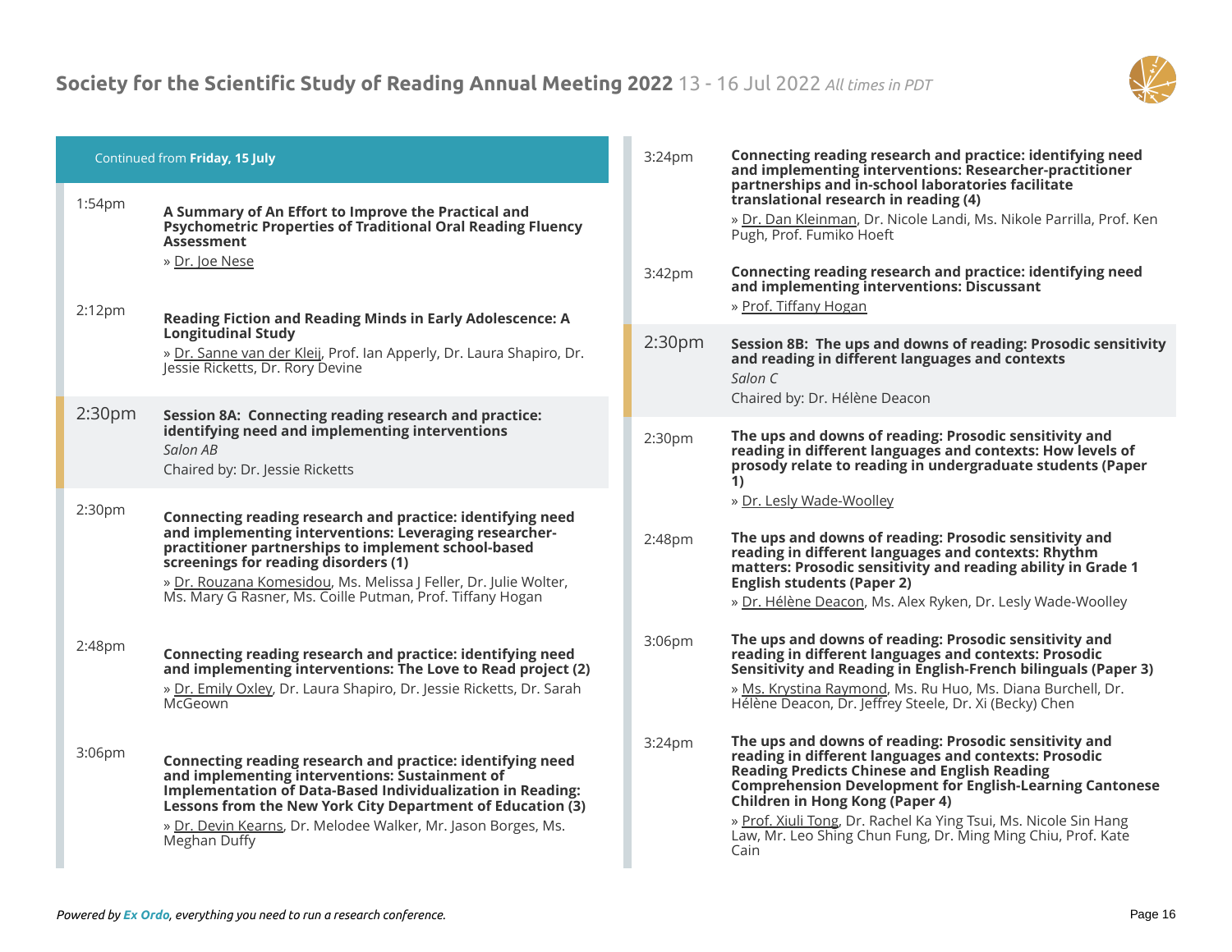Continued from **Friday, 15 July**

1:54pm

**A Summary of An Effort to Improve the Practical and Psychometric Properties of Traditional Oral Reading Fluency Assessment**

» Dr. Joe Nese

2:12pm

**Reading Fiction and Reading Minds in Early Adolescence: A Longitudinal Study**

» Dr. Sanne van der Kleij, Prof. Ian Apperly, Dr. Laura Shapiro, Dr. Jessie Ricketts, Dr. Rory Devine

## 2:30pm Session 8A: Connecting reading research and practice: identifying need and implementing interventions

*Salon AB*

Chaired by: Dr. Jessie Ricketts

2:30pm

**Connecting reading research and practice: identifying need and implementing interventions: Leveraging researcher-practitioner partnerships to implement school-based screenings for reading disorders (1)**

» Dr. Rouzana Komesidou, Ms. Melissa J Feller, Dr. Julie Wolter, Ms. Mary G Rasner, Ms. Coille Putman, Prof. Tiffany Hogan

2:48pm

**Connecting reading research and practice: identifying need and implementing interventions: The Love to Read project (2)**

» Dr. Emily Oxley, Dr. Laura Shapiro, Dr. Jessie Ricketts, Dr. Sarah McGeown

3:06pm

**Connecting reading research and practice: identifying need and implementing interventions: Sustainment of Implementation of Data-Based Individualization in Reading: Lessons from the New York City Department of Education (3)**

» Dr. Devin Kearns, Dr. Melodee Walker, Mr. Jason Borges, Ms. Meghan Duffy

3:24pm

**Connecting reading research and practice: identifying need and implementing interventions: Researcher-practitioner partnerships and in-school laboratories facilitate translational research in reading (4)**

» Dr. Dan Kleinman, Dr. Nicole Landi, Ms. Nikole Parrilla, Prof. Ken Pugh, Prof. Fumiko Hoeft

3:42pm

**Connecting reading research and practice: identifying need and implementing interventions: Discussant**

» Prof. Tiffany Hogan

## 2:30pm Session 8B: The ups and downs of reading: Prosodic sensitivity and reading in different languages and contexts

*Salon C*

Chaired by: Dr. Hélène Deacon

2:30pm

**The ups and downs of reading: Prosodic sensitivity and reading in different languages and contexts: How levels of prosody relate to reading in undergraduate students (Paper 1)**

» Dr. Lesly Wade-Woolley

2:48pm

**The ups and downs of reading: Prosodic sensitivity and reading in different languages and contexts: Rhythm matters: Prosodic sensitivity and reading ability in Grade 1 English students (Paper 2)**

» Dr. Hélène Deacon, Ms. Alex Ryken, Dr. Lesly Wade-Woolley

3:06pm

**The ups and downs of reading: Prosodic sensitivity and reading in different languages and contexts: Prosodic Sensitivity and Reading in English-French bilinguals (Paper 3)**

» Ms. Krystina Raymond, Ms. Ru Huo, Ms. Diana Burchell, Dr. Hélène Deacon, Dr. Jeffrey Steele, Dr. Xi (Becky) Chen

3:24pm

**The ups and downs of reading: Prosodic sensitivity and reading in different languages and contexts: Prosodic Reading Predicts Chinese and English Reading Comprehension Development for English-Learning Cantonese Children in Hong Kong (Paper 4)**

» Prof. Xiuli Tong, Dr. Rachel Ka Ying Tsui, Ms. Nicole Sin Hang Law, Mr. Leo Shing Chun Fung, Dr. Ming Ming Chiu, Prof. Kate Cain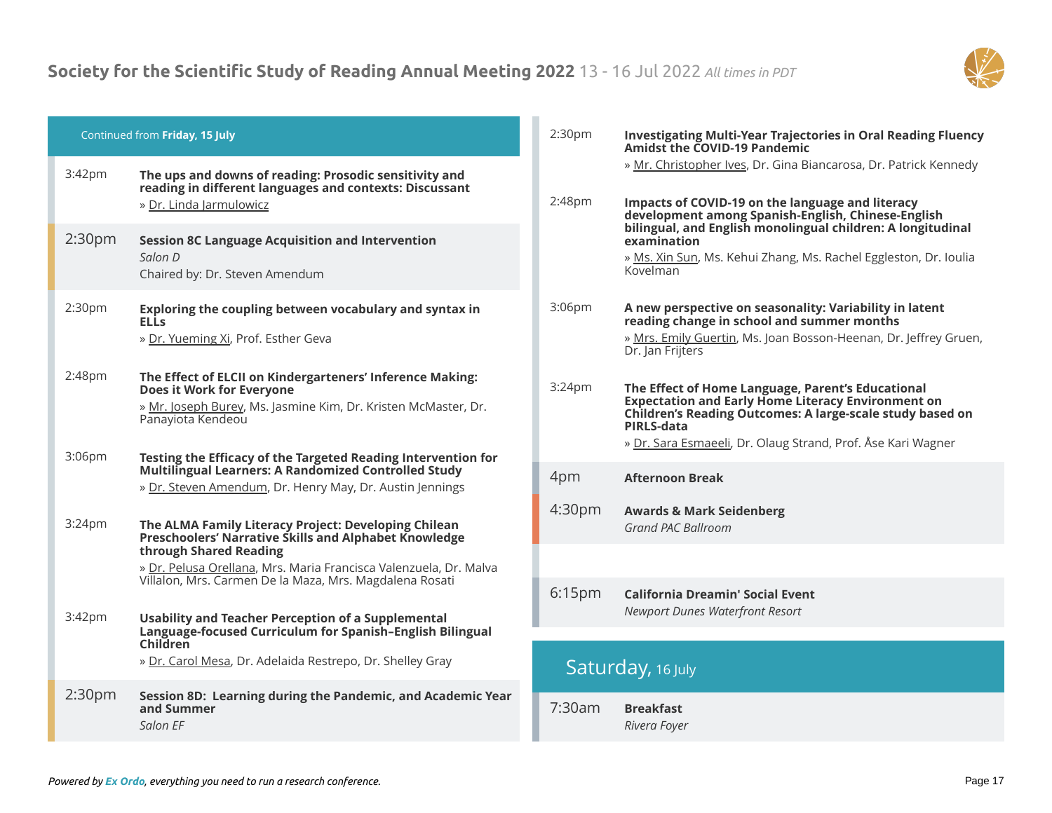Continued from **Friday, 15 July**

3:42pm **The ups and downs of reading: Prosodic sensitivity and reading in different languages and contexts: Discussant**
» Dr. Linda Jarmulowicz

2:30pm **Session 8C Language Acquisition and Intervention**
*Salon D*
Chaired by: Dr. Steven Amendum

2:30pm **Exploring the coupling between vocabulary and syntax in ELLs**
» Dr. Yueming Xi, Prof. Esther Geva

2:48pm **The Effect of ELCII on Kindergarteners' Inference Making: Does it Work for Everyone**
» Mr. Joseph Burey, Ms. Jasmine Kim, Dr. Kristen McMaster, Dr. Panayiota Kendeou

3:06pm **Testing the Efficacy of the Targeted Reading Intervention for Multilingual Learners: A Randomized Controlled Study**
» Dr. Steven Amendum, Dr. Henry May, Dr. Austin Jennings

3:24pm **The ALMA Family Literacy Project: Developing Chilean Preschoolers' Narrative Skills and Alphabet Knowledge through Shared Reading**
» Dr. Pelusa Orellana, Mrs. Maria Francisca Valenzuela, Dr. Malva Villalon, Mrs. Carmen De la Maza, Mrs. Magdalena Rosati

3:42pm **Usability and Teacher Perception of a Supplemental Language-focused Curriculum for Spanish–English Bilingual Children**
» Dr. Carol Mesa, Dr. Adelaida Restrepo, Dr. Shelley Gray

2:30pm **Session 8D: Learning during the Pandemic, and Academic Year and Summer**
*Salon EF*

2:30pm **Investigating Multi-Year Trajectories in Oral Reading Fluency Amidst the COVID-19 Pandemic**
» Mr. Christopher Ives, Dr. Gina Biancarosa, Dr. Patrick Kennedy

2:48pm **Impacts of COVID-19 on the language and literacy development among Spanish-English, Chinese-English bilingual, and English monolingual children: A longitudinal examination**
» Ms. Xin Sun, Ms. Kehui Zhang, Ms. Rachel Eggleston, Dr. Ioulia Kovelman

3:06pm **A new perspective on seasonality: Variability in latent reading change in school and summer months**
» Mrs. Emily Guertin, Ms. Joan Bosson-Heenan, Dr. Jeffrey Gruen, Dr. Jan Frijters

3:24pm **The Effect of Home Language, Parent's Educational Expectation and Early Home Literacy Environment on Children's Reading Outcomes: A large-scale study based on PIRLS-data**
» Dr. Sara Esmaeeli, Dr. Olaug Strand, Prof. Åse Kari Wagner

4pm **Afternoon Break**

4:30pm **Awards & Mark Seidenberg**
*Grand PAC Ballroom*

6:15pm **California Dreamin' Social Event**
*Newport Dunes Waterfront Resort*

## Saturday, 16 July

7:30am **Breakfast**
*Rivera Foyer*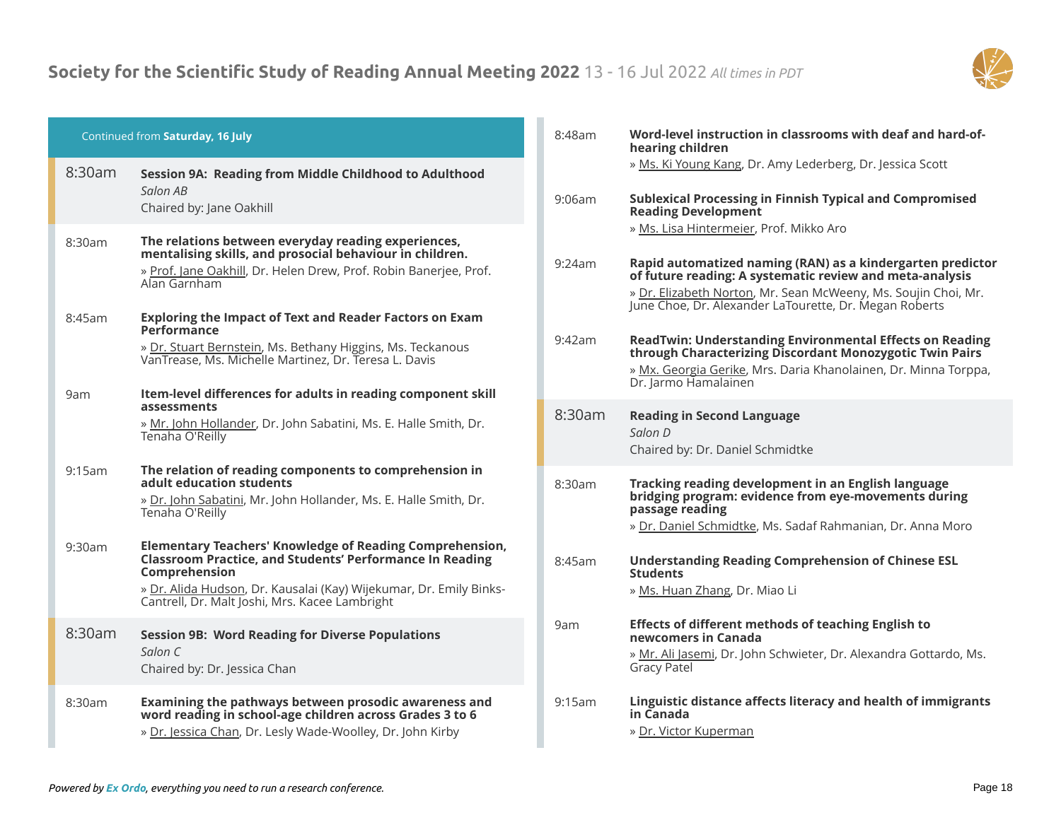Continued from **Saturday, 16 July**

## 8:30am Session 9A: Reading from Middle Childhood to Adulthood

*Salon AB*

Chaired by: Jane Oakhill

**8:30am — The relations between everyday reading experiences, mentalising skills, and prosocial behaviour in children.**
» Prof. Jane Oakhill, Dr. Helen Drew, Prof. Robin Banerjee, Prof. Alan Garnham

**8:45am — Exploring the Impact of Text and Reader Factors on Exam Performance**
» Dr. Stuart Bernstein, Ms. Bethany Higgins, Ms. Teckanous VanTrease, Ms. Michelle Martinez, Dr. Teresa L. Davis

**9am — Item-level differences for adults in reading component skill assessments**
» Mr. John Hollander, Dr. John Sabatini, Ms. E. Halle Smith, Dr. Tenaha O'Reilly

**9:15am — The relation of reading components to comprehension in adult education students**
» Dr. John Sabatini, Mr. John Hollander, Ms. E. Halle Smith, Dr. Tenaha O'Reilly

**9:30am — Elementary Teachers' Knowledge of Reading Comprehension, Classroom Practice, and Students' Performance In Reading Comprehension**
» Dr. Alida Hudson, Dr. Kausalai (Kay) Wijekumar, Dr. Emily Binks-Cantrell, Dr. Malt Joshi, Mrs. Kacee Lambright

## 8:30am Session 9B: Word Reading for Diverse Populations

*Salon C*

Chaired by: Dr. Jessica Chan

**8:30am — Examining the pathways between prosodic awareness and word reading in school-age children across Grades 3 to 6**
» Dr. Jessica Chan, Dr. Lesly Wade-Woolley, Dr. John Kirby

**8:48am — Word-level instruction in classrooms with deaf and hard-of-hearing children**
» Ms. Ki Young Kang, Dr. Amy Lederberg, Dr. Jessica Scott

**9:06am — Sublexical Processing in Finnish Typical and Compromised Reading Development**
» Ms. Lisa Hintermeier, Prof. Mikko Aro

**9:24am — Rapid automatized naming (RAN) as a kindergarten predictor of future reading: A systematic review and meta-analysis**
» Dr. Elizabeth Norton, Mr. Sean McWeeny, Ms. Soujin Choi, Mr. June Choe, Dr. Alexander LaTourette, Dr. Megan Roberts

**9:42am — ReadTwin: Understanding Environmental Effects on Reading through Characterizing Discordant Monozygotic Twin Pairs**
» Mx. Georgia Gerike, Mrs. Daria Khanolainen, Dr. Minna Torppa, Dr. Jarmo Hamalainen

## 8:30am Reading in Second Language

*Salon D*

Chaired by: Dr. Daniel Schmidtke

**8:30am — Tracking reading development in an English language bridging program: evidence from eye-movements during passage reading**
» Dr. Daniel Schmidtke, Ms. Sadaf Rahmanian, Dr. Anna Moro

**8:45am — Understanding Reading Comprehension of Chinese ESL Students**
» Ms. Huan Zhang, Dr. Miao Li

**9am — Effects of different methods of teaching English to newcomers in Canada**
» Mr. Ali Jasemi, Dr. John Schwieter, Dr. Alexandra Gottardo, Ms. Gracy Patel

**9:15am — Linguistic distance affects literacy and health of immigrants in Canada**
» Dr. Victor Kuperman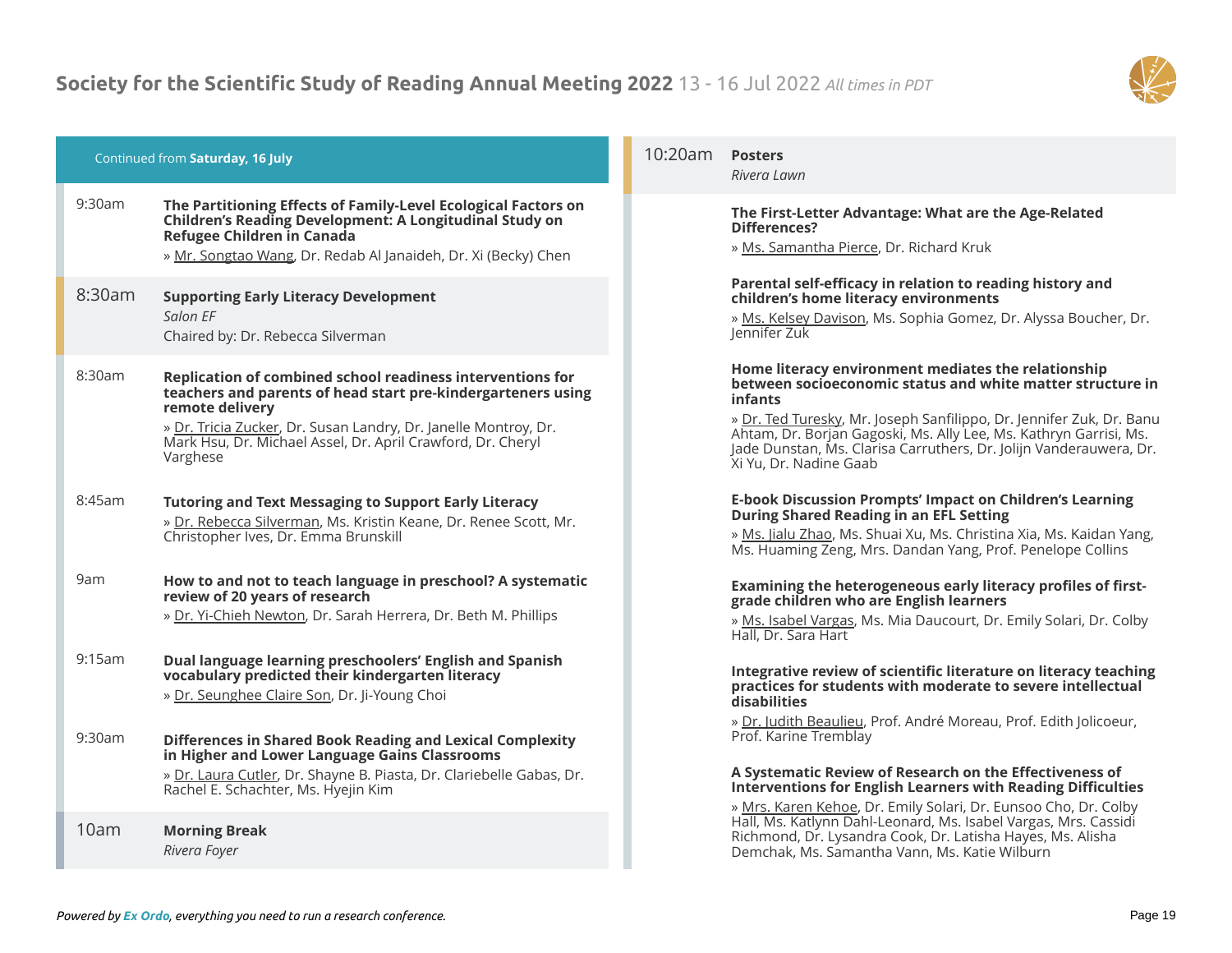Continued from **Saturday, 16 July**

9:30am **The Partitioning Effects of Family-Level Ecological Factors on Children's Reading Development: A Longitudinal Study on Refugee Children in Canada**
» Mr. Songtao Wang, Dr. Redab Al Janaideh, Dr. Xi (Becky) Chen

## 8:30am Supporting Early Literacy Development

*Salon EF*

Chaired by: Dr. Rebecca Silverman

8:30am **Replication of combined school readiness interventions for teachers and parents of head start pre-kindergarteners using remote delivery**
» Dr. Tricia Zucker, Dr. Susan Landry, Dr. Janelle Montroy, Dr. Mark Hsu, Dr. Michael Assel, Dr. April Crawford, Dr. Cheryl Varghese

8:45am **Tutoring and Text Messaging to Support Early Literacy**
» Dr. Rebecca Silverman, Ms. Kristin Keane, Dr. Renee Scott, Mr. Christopher Ives, Dr. Emma Brunskill

9am **How to and not to teach language in preschool? A systematic review of 20 years of research**
» Dr. Yi-Chieh Newton, Dr. Sarah Herrera, Dr. Beth M. Phillips

9:15am **Dual language learning preschoolers' English and Spanish vocabulary predicted their kindergarten literacy**
» Dr. Seunghee Claire Son, Dr. Ji-Young Choi

9:30am **Differences in Shared Book Reading and Lexical Complexity in Higher and Lower Language Gains Classrooms**
» Dr. Laura Cutler, Dr. Shayne B. Piasta, Dr. Clariebelle Gabas, Dr. Rachel E. Schachter, Ms. Hyejin Kim

## 10am Morning Break

*Rivera Foyer*

## 10:20am Posters

*Rivera Lawn*

**The First-Letter Advantage: What are the Age-Related Differences?**
» Ms. Samantha Pierce, Dr. Richard Kruk

**Parental self-efficacy in relation to reading history and children's home literacy environments**
» Ms. Kelsey Davison, Ms. Sophia Gomez, Dr. Alyssa Boucher, Dr. Jennifer Zuk

**Home literacy environment mediates the relationship between socioeconomic status and white matter structure in infants**
» Dr. Ted Turesky, Mr. Joseph Sanfilippo, Dr. Jennifer Zuk, Dr. Banu Ahtam, Dr. Borjan Gagoski, Ms. Ally Lee, Ms. Kathryn Garrisi, Ms. Jade Dunstan, Ms. Clarisa Carruthers, Dr. Jolijn Vanderauwera, Dr. Xi Yu, Dr. Nadine Gaab

**E-book Discussion Prompts' Impact on Children's Learning During Shared Reading in an EFL Setting**
» Ms. Jialu Zhao, Ms. Shuai Xu, Ms. Christina Xia, Ms. Kaidan Yang, Ms. Huaming Zeng, Mrs. Dandan Yang, Prof. Penelope Collins

**Examining the heterogeneous early literacy profiles of first-grade children who are English learners**
» Ms. Isabel Vargas, Ms. Mia Daucourt, Dr. Emily Solari, Dr. Colby Hall, Dr. Sara Hart

**Integrative review of scientific literature on literacy teaching practices for students with moderate to severe intellectual disabilities**
» Dr. Judith Beaulieu, Prof. André Moreau, Prof. Edith Jolicoeur, Prof. Karine Tremblay

**A Systematic Review of Research on the Effectiveness of Interventions for English Learners with Reading Difficulties**
» Mrs. Karen Kehoe, Dr. Emily Solari, Dr. Eunsoo Cho, Dr. Colby Hall, Ms. Katlynn Dahl-Leonard, Ms. Isabel Vargas, Mrs. Cassidi Richmond, Dr. Lysandra Cook, Dr. Latisha Hayes, Ms. Alisha Demchak, Ms. Samantha Vann, Ms. Katie Wilburn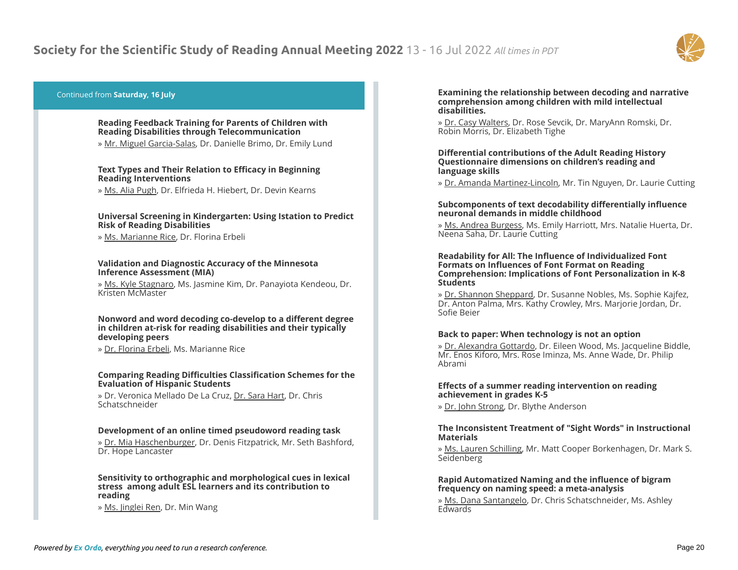Continued from **Saturday, 16 July**

**Reading Feedback Training for Parents of Children with Reading Disabilities through Telecommunication**

» Mr. Miguel Garcia-Salas, Dr. Danielle Brimo, Dr. Emily Lund

**Text Types and Their Relation to Efficacy in Beginning Reading Interventions**

» Ms. Alia Pugh, Dr. Elfrieda H. Hiebert, Dr. Devin Kearns

**Universal Screening in Kindergarten: Using Istation to Predict Risk of Reading Disabilities**

» Ms. Marianne Rice, Dr. Florina Erbeli

**Validation and Diagnostic Accuracy of the Minnesota Inference Assessment (MIA)**

» Ms. Kyle Stagnaro, Ms. Jasmine Kim, Dr. Panayiota Kendeou, Dr. Kristen McMaster

**Nonword and word decoding co-develop to a different degree in children at-risk for reading disabilities and their typically developing peers**

» Dr. Florina Erbeli, Ms. Marianne Rice

**Comparing Reading Difficulties Classification Schemes for the Evaluation of Hispanic Students**

» Dr. Veronica Mellado De La Cruz, Dr. Sara Hart, Dr. Chris Schatschneider

**Development of an online timed pseudoword reading task**

» Dr. Mia Haschenburger, Dr. Denis Fitzpatrick, Mr. Seth Bashford, Dr. Hope Lancaster

**Sensitivity to orthographic and morphological cues in lexical stress among adult ESL learners and its contribution to reading**

» Ms. Jinglei Ren, Dr. Min Wang

**Examining the relationship between decoding and narrative comprehension among children with mild intellectual disabilities.**

» Dr. Casy Walters, Dr. Rose Sevcik, Dr. MaryAnn Romski, Dr. Robin Morris, Dr. Elizabeth Tighe

**Differential contributions of the Adult Reading History Questionnaire dimensions on children's reading and language skills**

» Dr. Amanda Martinez-Lincoln, Mr. Tin Nguyen, Dr. Laurie Cutting

**Subcomponents of text decodability differentially influence neuronal demands in middle childhood**

» Ms. Andrea Burgess, Ms. Emily Harriott, Mrs. Natalie Huerta, Dr. Neena Saha, Dr. Laurie Cutting

**Readability for All: The Influence of Individualized Font Formats on Influences of Font Format on Reading Comprehension: Implications of Font Personalization in K-8 Students**

» Dr. Shannon Sheppard, Dr. Susanne Nobles, Ms. Sophie Kajfez, Dr. Anton Palma, Mrs. Kathy Crowley, Mrs. Marjorie Jordan, Dr. Sofie Beier

**Back to paper: When technology is not an option**

» Dr. Alexandra Gottardo, Dr. Eileen Wood, Ms. Jacqueline Biddle, Mr. Enos Kiforo, Mrs. Rose Iminza, Ms. Anne Wade, Dr. Philip Abrami

**Effects of a summer reading intervention on reading achievement in grades K-5**

» Dr. John Strong, Dr. Blythe Anderson

**The Inconsistent Treatment of "Sight Words" in Instructional Materials**

» Ms. Lauren Schilling, Mr. Matt Cooper Borkenhagen, Dr. Mark S. Seidenberg

**Rapid Automatized Naming and the influence of bigram frequency on naming speed: a meta-analysis**

» Ms. Dana Santangelo, Dr. Chris Schatschneider, Ms. Ashley Edwards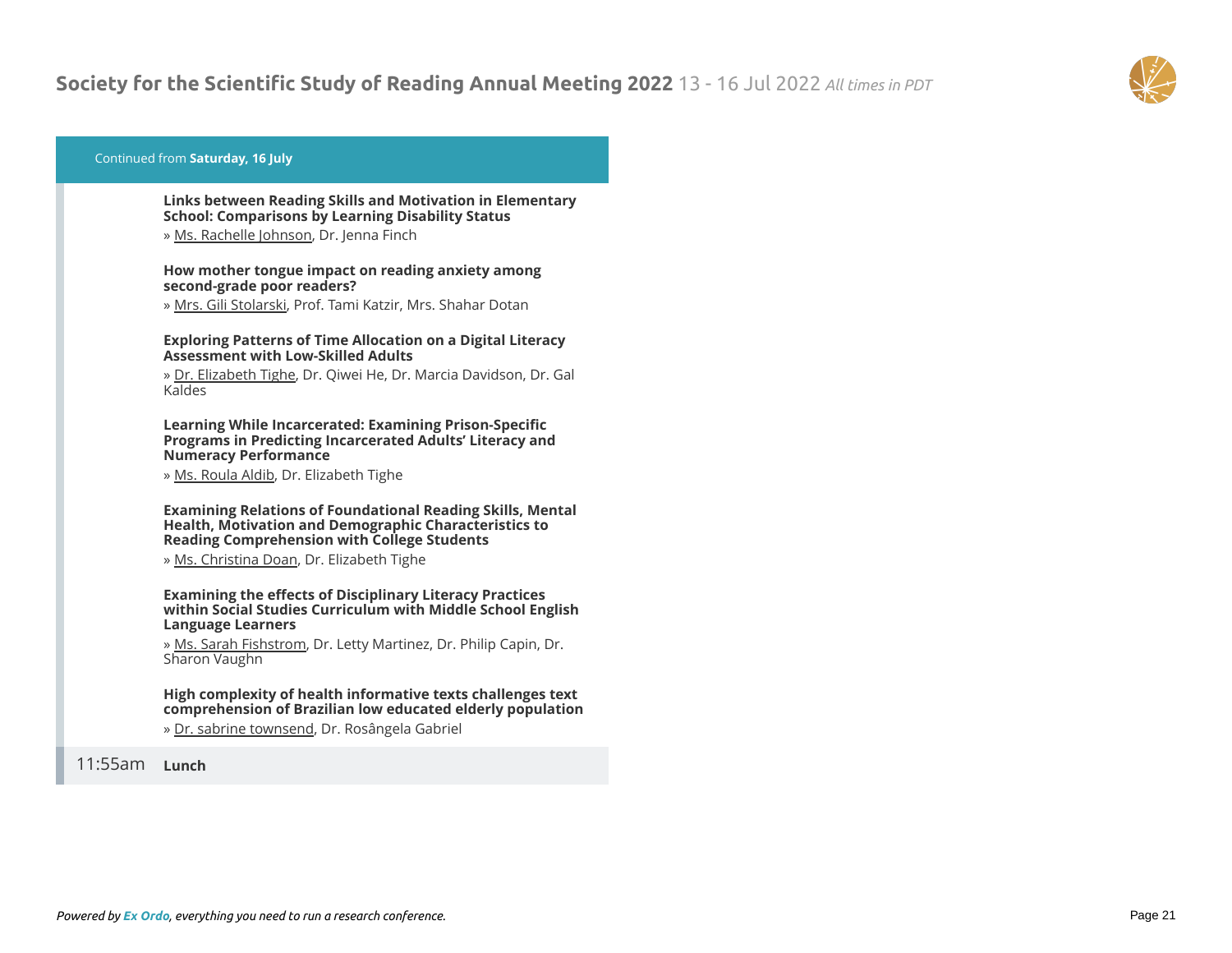Continued from **Saturday, 16 July**

**Links between Reading Skills and Motivation in Elementary School: Comparisons by Learning Disability Status**

» Ms. Rachelle Johnson, Dr. Jenna Finch

**How mother tongue impact on reading anxiety among second-grade poor readers?**

» Mrs. Gili Stolarski, Prof. Tami Katzir, Mrs. Shahar Dotan

**Exploring Patterns of Time Allocation on a Digital Literacy Assessment with Low-Skilled Adults**

» Dr. Elizabeth Tighe, Dr. Qiwei He, Dr. Marcia Davidson, Dr. Gal Kaldes

**Learning While Incarcerated: Examining Prison-Specific Programs in Predicting Incarcerated Adults' Literacy and Numeracy Performance**

» Ms. Roula Aldib, Dr. Elizabeth Tighe

**Examining Relations of Foundational Reading Skills, Mental Health, Motivation and Demographic Characteristics to Reading Comprehension with College Students**

» Ms. Christina Doan, Dr. Elizabeth Tighe

**Examining the effects of Disciplinary Literacy Practices within Social Studies Curriculum with Middle School English Language Learners**

» Ms. Sarah Fishstrom, Dr. Letty Martinez, Dr. Philip Capin, Dr. Sharon Vaughn

**High complexity of health informative texts challenges text comprehension of Brazilian low educated elderly population**

» Dr. sabrine townsend, Dr. Rosângela Gabriel

11:55am **Lunch**